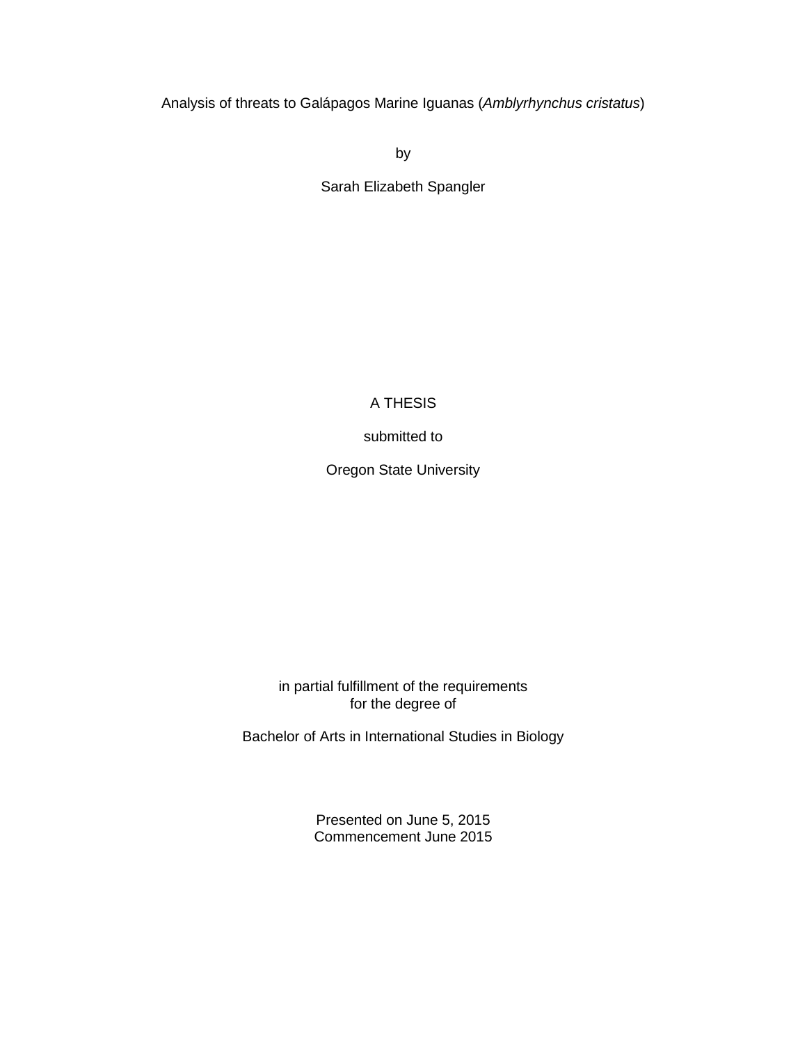# Analysis of threats to Galápagos Marine Iguanas (*Amblyrhynchus cristatus*)

by

Sarah Elizabeth Spangler

A THESIS

submitted to

Oregon State University

in partial fulfillment of the requirements
for the degree of

Bachelor of Arts in International Studies in Biology

Presented on June 5, 2015
Commencement June 2015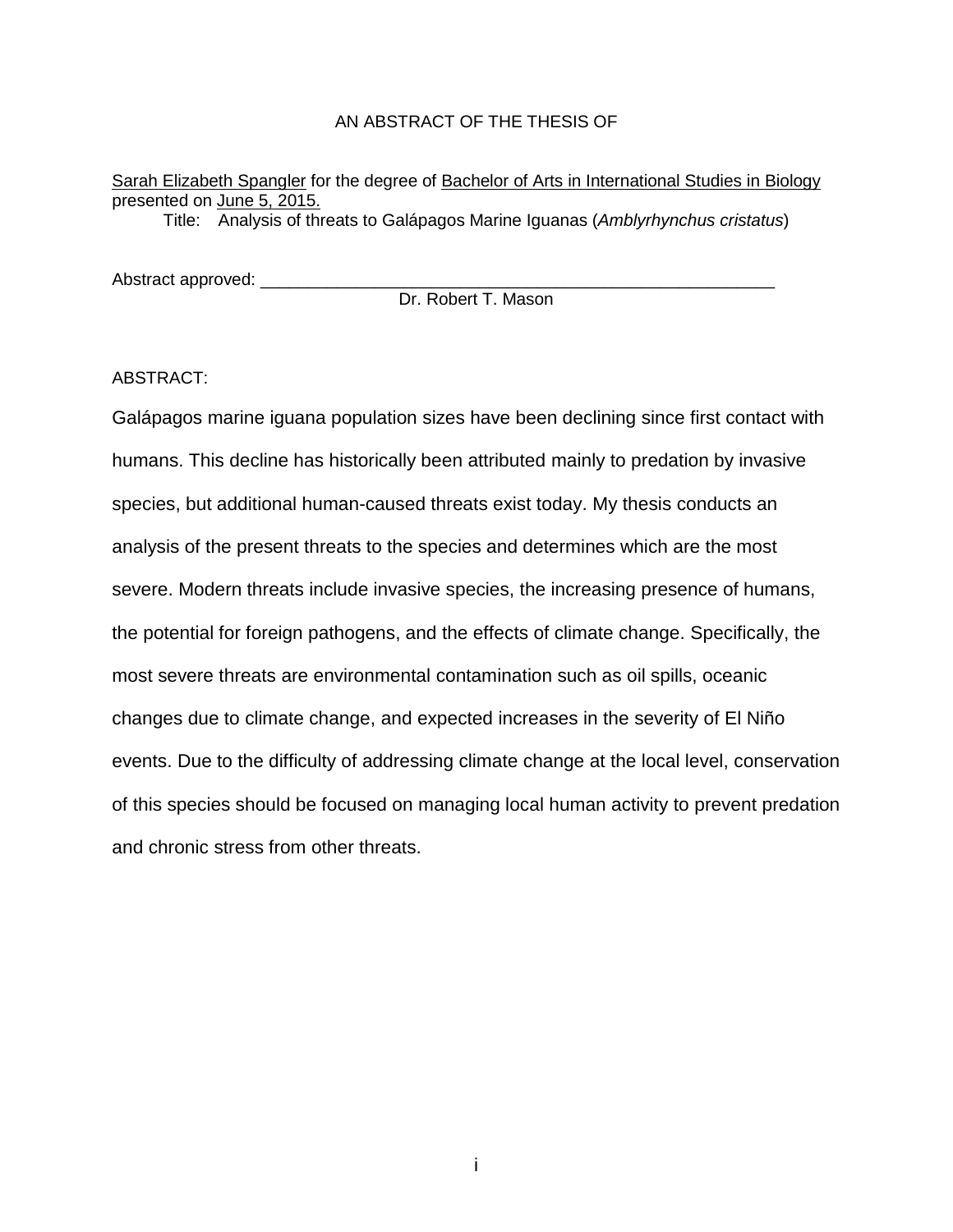AN ABSTRACT OF THE THESIS OF

Sarah Elizabeth Spangler for the degree of Bachelor of Arts in International Studies in Biology presented on June 5, 2015.

Title: Analysis of threats to Galápagos Marine Iguanas (*Amblyrhynchus cristatus*)

Abstract approved: ______________________________________________________

Dr. Robert T. Mason

ABSTRACT:

Galápagos marine iguana population sizes have been declining since first contact with humans. This decline has historically been attributed mainly to predation by invasive species, but additional human-caused threats exist today. My thesis conducts an analysis of the present threats to the species and determines which are the most severe. Modern threats include invasive species, the increasing presence of humans, the potential for foreign pathogens, and the effects of climate change. Specifically, the most severe threats are environmental contamination such as oil spills, oceanic changes due to climate change, and expected increases in the severity of El Niño events. Due to the difficulty of addressing climate change at the local level, conservation of this species should be focused on managing local human activity to prevent predation and chronic stress from other threats.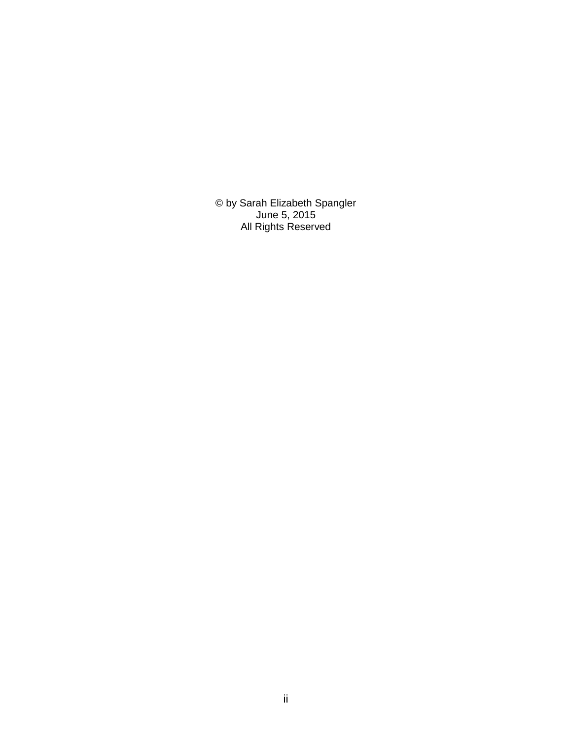© by Sarah Elizabeth Spangler
June 5, 2015
All Rights Reserved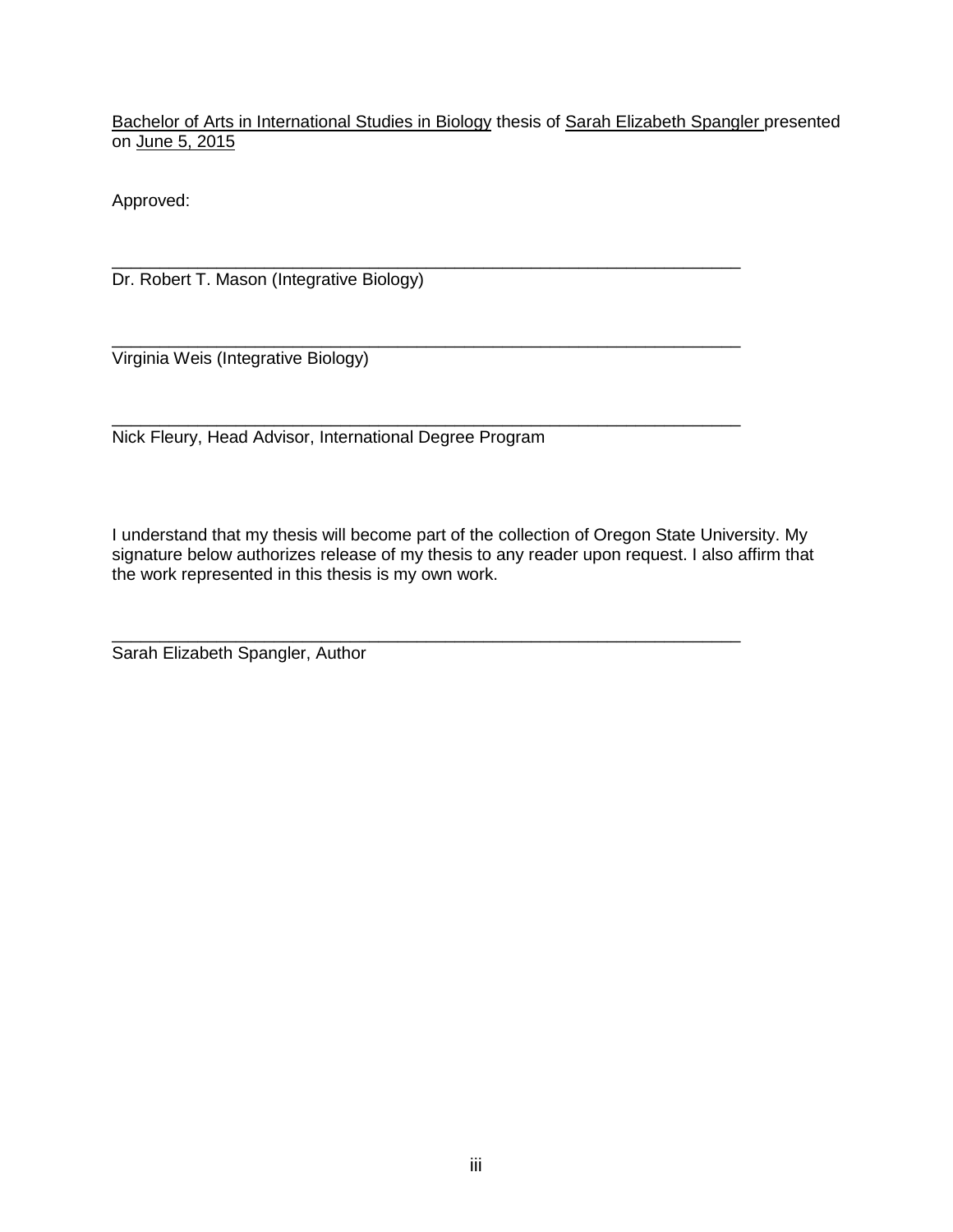Bachelor of Arts in International Studies in Biology thesis of Sarah Elizabeth Spangler presented on June 5, 2015

Approved:

\_\_\_\_\_\_\_\_\_\_\_\_\_\_\_\_\_\_\_\_\_\_\_\_\_\_\_\_\_\_\_\_\_\_\_\_\_\_\_\_\_\_\_\_\_\_\_\_\_\_\_\_\_\_\_\_\_\_\_\_\_\_\_\_

Dr. Robert T. Mason (Integrative Biology)

\_\_\_\_\_\_\_\_\_\_\_\_\_\_\_\_\_\_\_\_\_\_\_\_\_\_\_\_\_\_\_\_\_\_\_\_\_\_\_\_\_\_\_\_\_\_\_\_\_\_\_\_\_\_\_\_\_\_\_\_\_\_\_\_

Virginia Weis (Integrative Biology)

\_\_\_\_\_\_\_\_\_\_\_\_\_\_\_\_\_\_\_\_\_\_\_\_\_\_\_\_\_\_\_\_\_\_\_\_\_\_\_\_\_\_\_\_\_\_\_\_\_\_\_\_\_\_\_\_\_\_\_\_\_\_\_\_

Nick Fleury, Head Advisor, International Degree Program

I understand that my thesis will become part of the collection of Oregon State University. My signature below authorizes release of my thesis to any reader upon request. I also affirm that the work represented in this thesis is my own work.

\_\_\_\_\_\_\_\_\_\_\_\_\_\_\_\_\_\_\_\_\_\_\_\_\_\_\_\_\_\_\_\_\_\_\_\_\_\_\_\_\_\_\_\_\_\_\_\_\_\_\_\_\_\_\_\_\_\_\_\_\_\_\_\_

Sarah Elizabeth Spangler, Author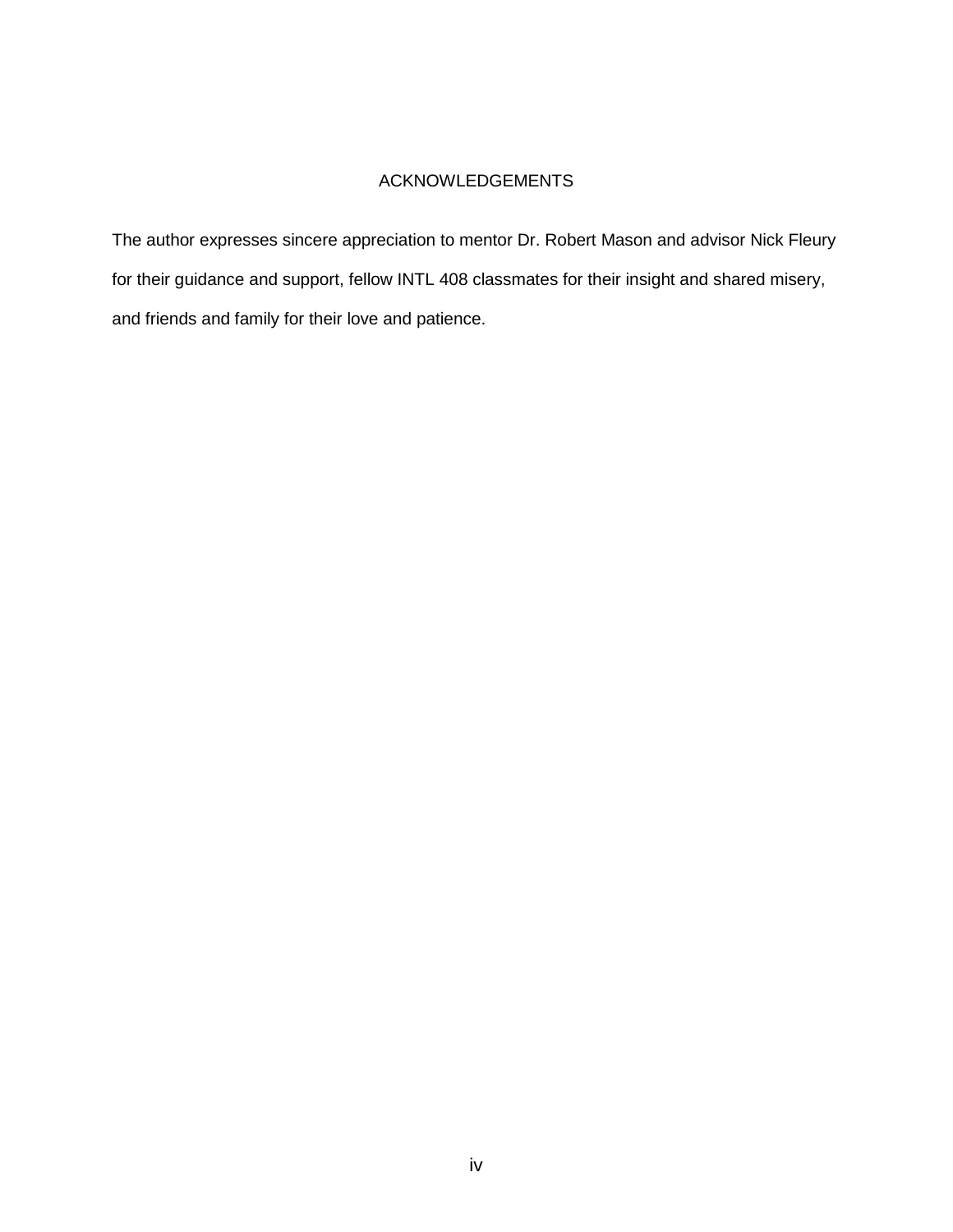# ACKNOWLEDGEMENTS

The author expresses sincere appreciation to mentor Dr. Robert Mason and advisor Nick Fleury for their guidance and support, fellow INTL 408 classmates for their insight and shared misery, and friends and family for their love and patience.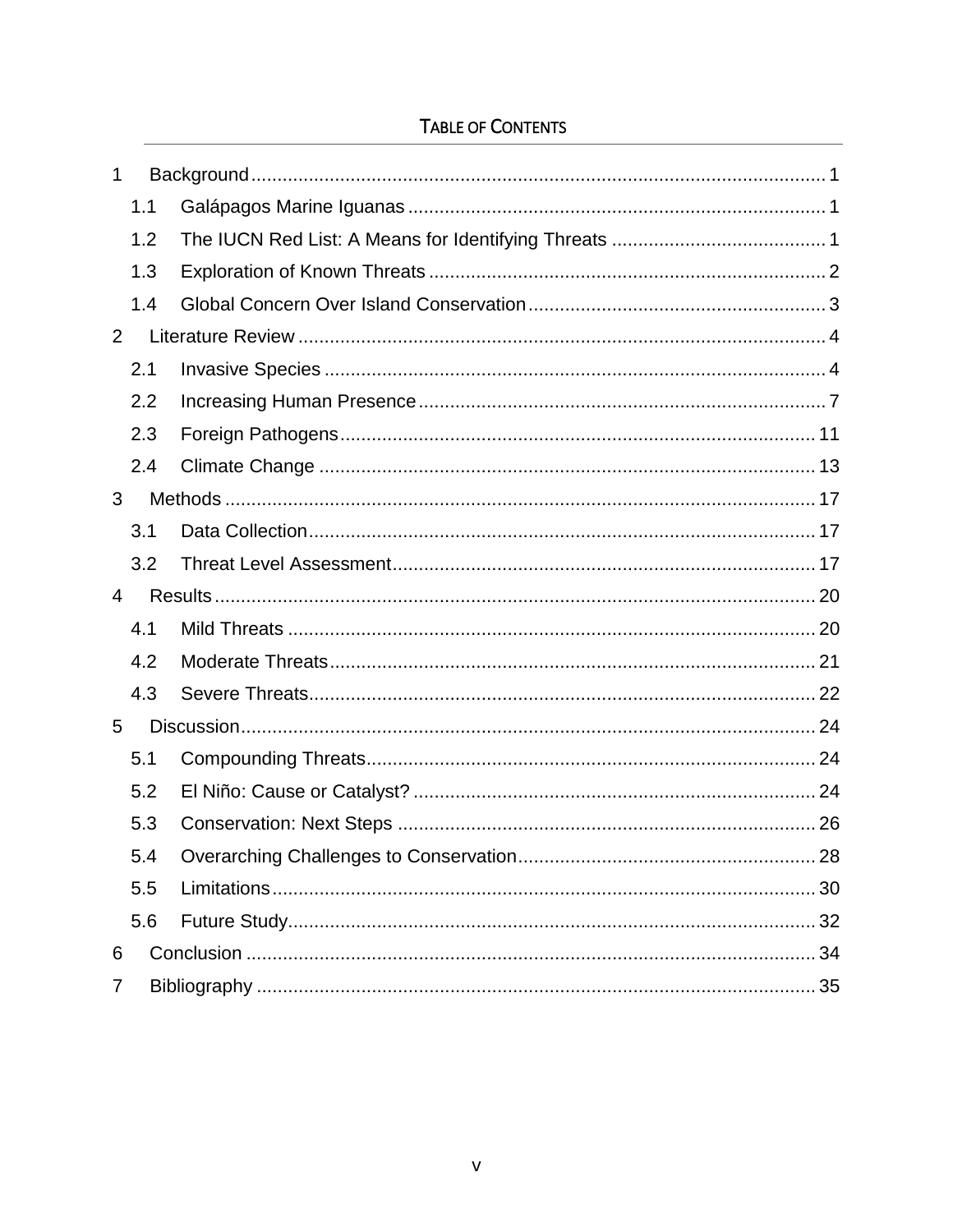# Table of Contents

1 Background ..... 1
  1.1 Galápagos Marine Iguanas ..... 1
  1.2 The IUCN Red List: A Means for Identifying Threats ..... 1
  1.3 Exploration of Known Threats ..... 2
  1.4 Global Concern Over Island Conservation ..... 3
2 Literature Review ..... 4
  2.1 Invasive Species ..... 4
  2.2 Increasing Human Presence ..... 7
  2.3 Foreign Pathogens ..... 11
  2.4 Climate Change ..... 13
3 Methods ..... 17
  3.1 Data Collection ..... 17
  3.2 Threat Level Assessment ..... 17
4 Results ..... 20
  4.1 Mild Threats ..... 20
  4.2 Moderate Threats ..... 21
  4.3 Severe Threats ..... 22
5 Discussion ..... 24
  5.1 Compounding Threats ..... 24
  5.2 El Niño: Cause or Catalyst? ..... 24
  5.3 Conservation: Next Steps ..... 26
  5.4 Overarching Challenges to Conservation ..... 28
  5.5 Limitations ..... 30
  5.6 Future Study ..... 32
6 Conclusion ..... 34
7 Bibliography ..... 35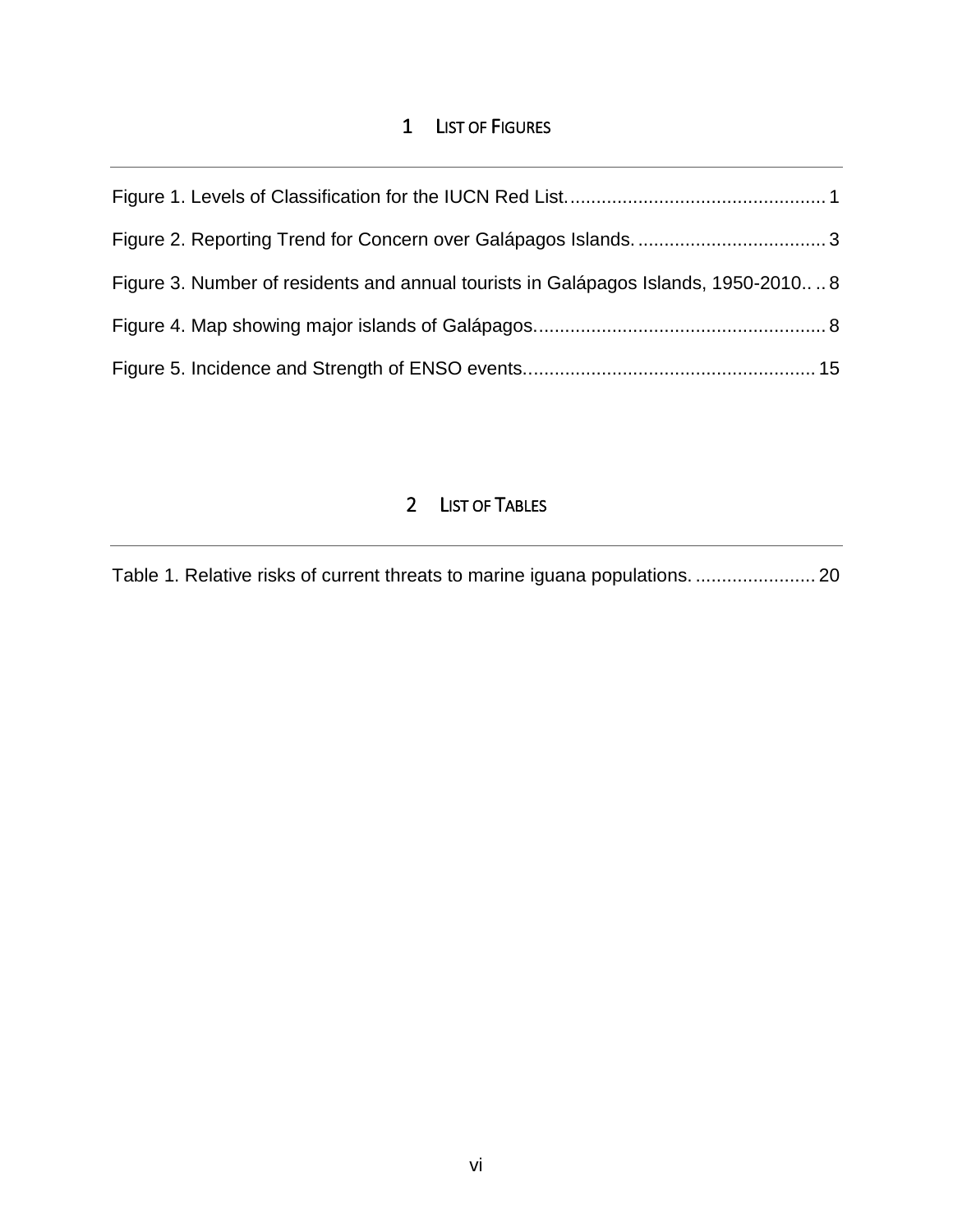# 1 List of Figures

Figure 1. Levels of Classification for the IUCN Red List. 1

Figure 2. Reporting Trend for Concern over Galápagos Islands. 3

Figure 3. Number of residents and annual tourists in Galápagos Islands, 1950-2010.. 8

Figure 4. Map showing major islands of Galápagos. 8

Figure 5. Incidence and Strength of ENSO events. 15

# 2 List of Tables

Table 1. Relative risks of current threats to marine iguana populations. 20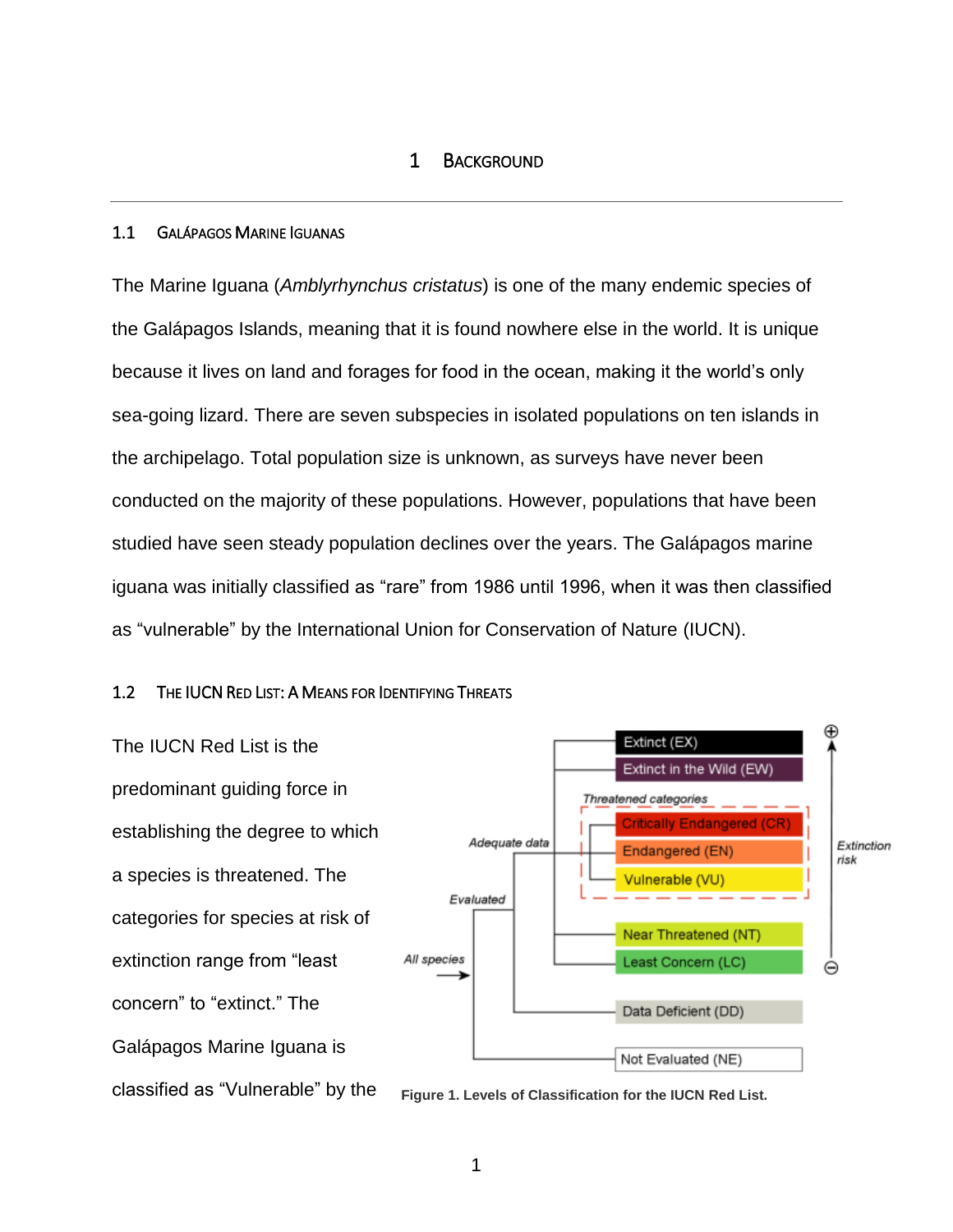# 1 Background

## 1.1 Galápagos Marine Iguanas

The Marine Iguana (*Amblyrhynchus cristatus*) is one of the many endemic species of the Galápagos Islands, meaning that it is found nowhere else in the world. It is unique because it lives on land and forages for food in the ocean, making it the world's only sea-going lizard. There are seven subspecies in isolated populations on ten islands in the archipelago. Total population size is unknown, as surveys have never been conducted on the majority of these populations. However, populations that have been studied have seen steady population declines over the years. The Galápagos marine iguana was initially classified as "rare" from 1986 until 1996, when it was then classified as "vulnerable" by the International Union for Conservation of Nature (IUCN).

## 1.2 The IUCN Red List: A Means for Identifying Threats

The IUCN Red List is the predominant guiding force in establishing the degree to which a species is threatened. The categories for species at risk of extinction range from "least concern" to "extinct." The Galápagos Marine Iguana is classified as "Vulnerable" by the

**Figure 1. Levels of Classification for the IUCN Red List.**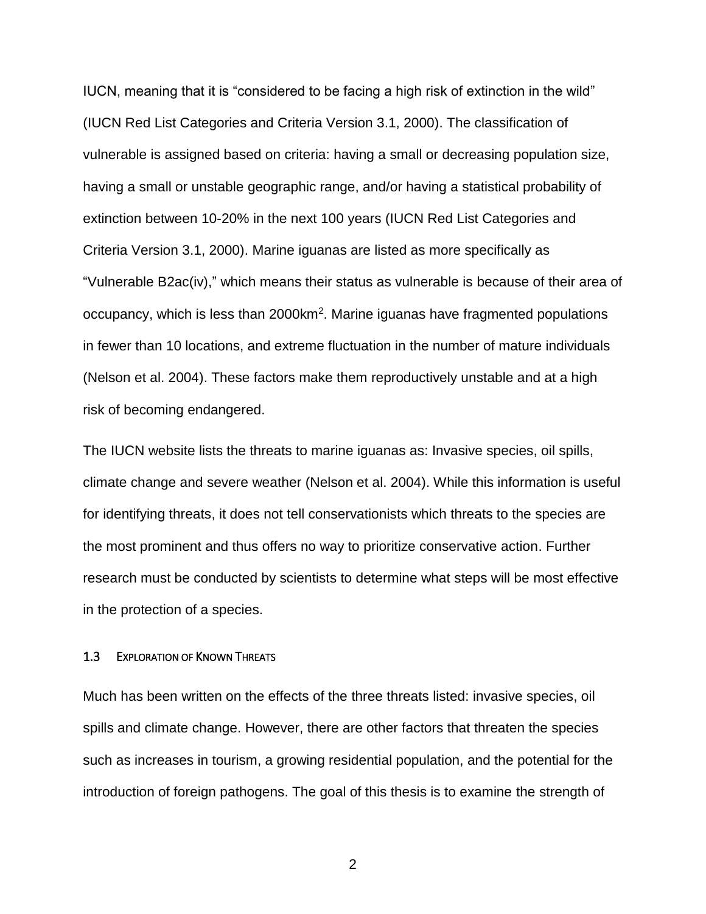IUCN, meaning that it is “considered to be facing a high risk of extinction in the wild” (IUCN Red List Categories and Criteria Version 3.1, 2000). The classification of vulnerable is assigned based on criteria: having a small or decreasing population size, having a small or unstable geographic range, and/or having a statistical probability of extinction between 10-20% in the next 100 years (IUCN Red List Categories and Criteria Version 3.1, 2000). Marine iguanas are listed as more specifically as “Vulnerable B2ac(iv),” which means their status as vulnerable is because of their area of occupancy, which is less than 2000km$^2$. Marine iguanas have fragmented populations in fewer than 10 locations, and extreme fluctuation in the number of mature individuals (Nelson et al. 2004). These factors make them reproductively unstable and at a high risk of becoming endangered.

The IUCN website lists the threats to marine iguanas as: Invasive species, oil spills, climate change and severe weather (Nelson et al. 2004). While this information is useful for identifying threats, it does not tell conservationists which threats to the species are the most prominent and thus offers no way to prioritize conservative action. Further research must be conducted by scientists to determine what steps will be most effective in the protection of a species.

### 1.3 Exploration of Known Threats

Much has been written on the effects of the three threats listed: invasive species, oil spills and climate change. However, there are other factors that threaten the species such as increases in tourism, a growing residential population, and the potential for the introduction of foreign pathogens. The goal of this thesis is to examine the strength of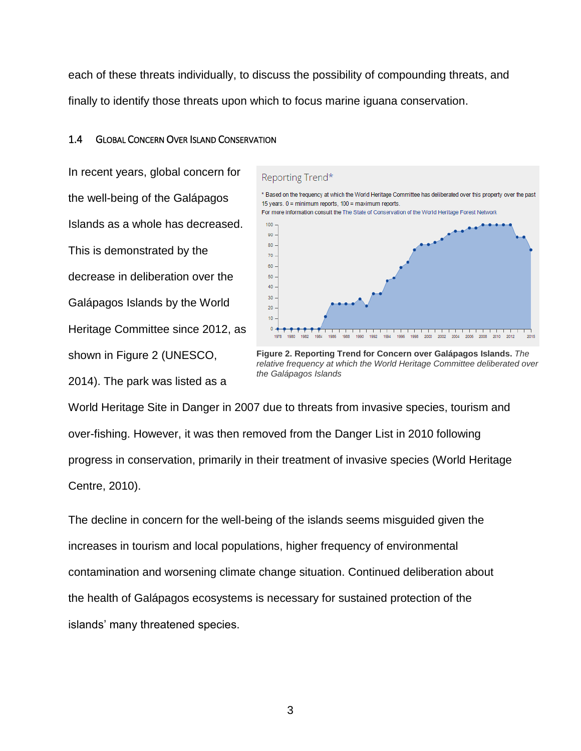each of these threats individually, to discuss the possibility of compounding threats, and finally to identify those threats upon which to focus marine iguana conservation.

### 1.4 Global Concern Over Island Conservation

In recent years, global concern for the well-being of the Galápagos Islands as a whole has decreased. This is demonstrated by the decrease in deliberation over the Galápagos Islands by the World Heritage Committee since 2012, as shown in Figure 2 (UNESCO, 2014). The park was listed as a World Heritage Site in Danger in 2007 due to threats from invasive species, tourism and over-fishing. However, it was then removed from the Danger List in 2010 following progress in conservation, primarily in their treatment of invasive species (World Heritage Centre, 2010).

**Figure 2. Reporting Trend for Concern over Galápagos Islands.** *The relative frequency at which the World Heritage Committee deliberated over the Galápagos Islands*

The decline in concern for the well-being of the islands seems misguided given the increases in tourism and local populations, higher frequency of environmental contamination and worsening climate change situation. Continued deliberation about the health of Galápagos ecosystems is necessary for sustained protection of the islands' many threatened species.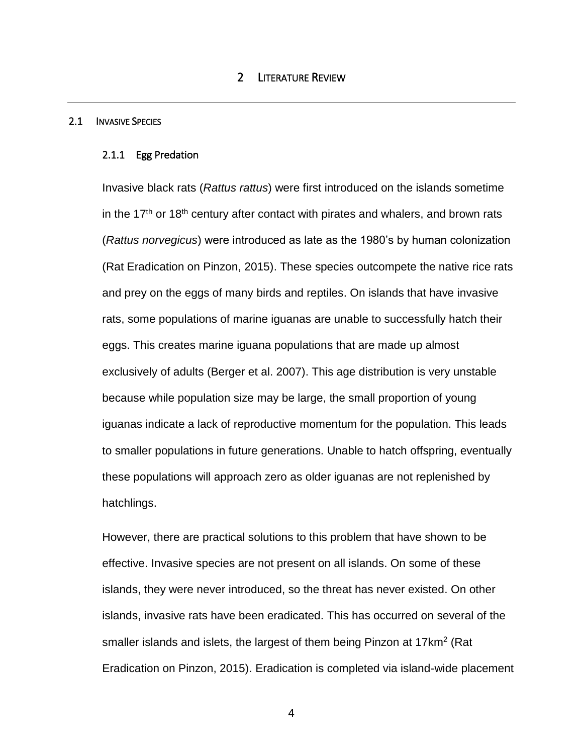# 2 Literature Review

## 2.1 Invasive Species

### 2.1.1 Egg Predation

Invasive black rats (*Rattus rattus*) were first introduced on the islands sometime in the 17th or 18th century after contact with pirates and whalers, and brown rats (*Rattus norvegicus*) were introduced as late as the 1980's by human colonization (Rat Eradication on Pinzon, 2015). These species outcompete the native rice rats and prey on the eggs of many birds and reptiles. On islands that have invasive rats, some populations of marine iguanas are unable to successfully hatch their eggs. This creates marine iguana populations that are made up almost exclusively of adults (Berger et al. 2007). This age distribution is very unstable because while population size may be large, the small proportion of young iguanas indicate a lack of reproductive momentum for the population. This leads to smaller populations in future generations. Unable to hatch offspring, eventually these populations will approach zero as older iguanas are not replenished by hatchlings.

However, there are practical solutions to this problem that have shown to be effective. Invasive species are not present on all islands. On some of these islands, they were never introduced, so the threat has never existed. On other islands, invasive rats have been eradicated. This has occurred on several of the smaller islands and islets, the largest of them being Pinzon at 17km$^2$ (Rat Eradication on Pinzon, 2015). Eradication is completed via island-wide placement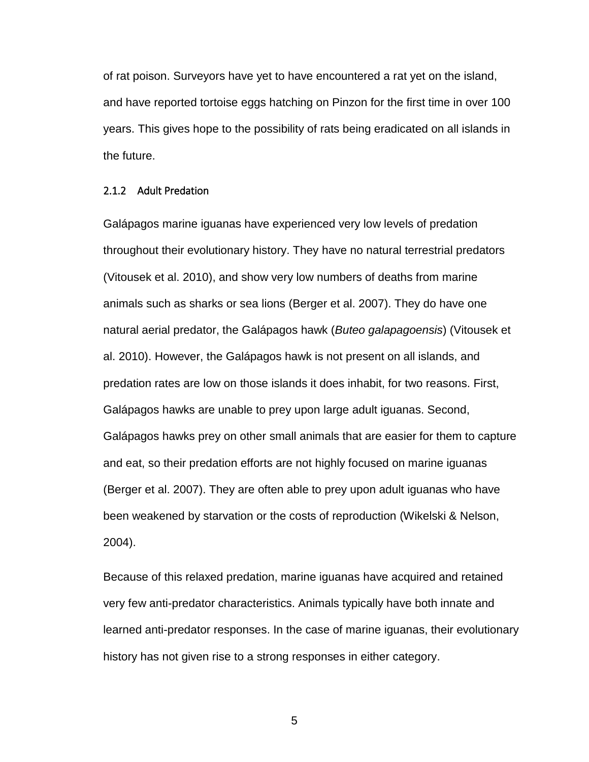of rat poison. Surveyors have yet to have encountered a rat yet on the island, and have reported tortoise eggs hatching on Pinzon for the first time in over 100 years. This gives hope to the possibility of rats being eradicated on all islands in the future.

### 2.1.2 Adult Predation

Galápagos marine iguanas have experienced very low levels of predation throughout their evolutionary history. They have no natural terrestrial predators (Vitousek et al. 2010), and show very low numbers of deaths from marine animals such as sharks or sea lions (Berger et al. 2007). They do have one natural aerial predator, the Galápagos hawk (*Buteo galapagoensis*) (Vitousek et al. 2010). However, the Galápagos hawk is not present on all islands, and predation rates are low on those islands it does inhabit, for two reasons. First, Galápagos hawks are unable to prey upon large adult iguanas. Second, Galápagos hawks prey on other small animals that are easier for them to capture and eat, so their predation efforts are not highly focused on marine iguanas (Berger et al. 2007). They are often able to prey upon adult iguanas who have been weakened by starvation or the costs of reproduction (Wikelski & Nelson, 2004).

Because of this relaxed predation, marine iguanas have acquired and retained very few anti-predator characteristics. Animals typically have both innate and learned anti-predator responses. In the case of marine iguanas, their evolutionary history has not given rise to a strong responses in either category.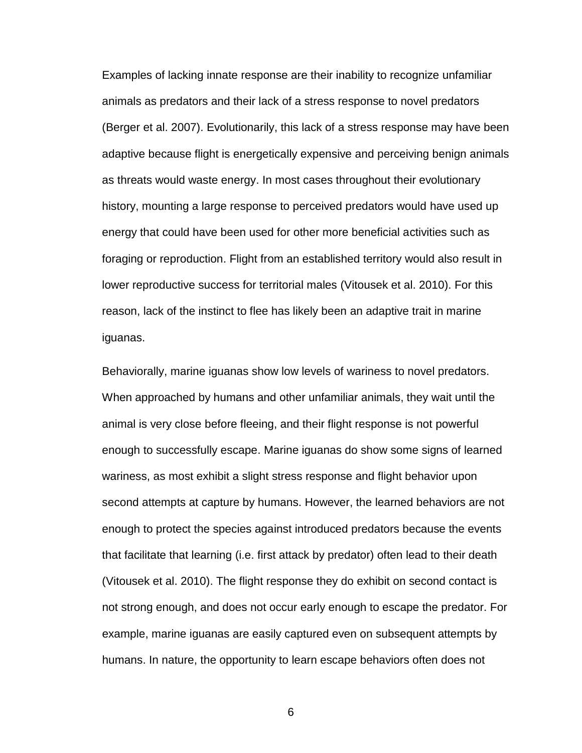Examples of lacking innate response are their inability to recognize unfamiliar animals as predators and their lack of a stress response to novel predators (Berger et al. 2007). Evolutionarily, this lack of a stress response may have been adaptive because flight is energetically expensive and perceiving benign animals as threats would waste energy. In most cases throughout their evolutionary history, mounting a large response to perceived predators would have used up energy that could have been used for other more beneficial activities such as foraging or reproduction. Flight from an established territory would also result in lower reproductive success for territorial males (Vitousek et al. 2010). For this reason, lack of the instinct to flee has likely been an adaptive trait in marine iguanas.

Behaviorally, marine iguanas show low levels of wariness to novel predators. When approached by humans and other unfamiliar animals, they wait until the animal is very close before fleeing, and their flight response is not powerful enough to successfully escape. Marine iguanas do show some signs of learned wariness, as most exhibit a slight stress response and flight behavior upon second attempts at capture by humans. However, the learned behaviors are not enough to protect the species against introduced predators because the events that facilitate that learning (i.e. first attack by predator) often lead to their death (Vitousek et al. 2010). The flight response they do exhibit on second contact is not strong enough, and does not occur early enough to escape the predator. For example, marine iguanas are easily captured even on subsequent attempts by humans. In nature, the opportunity to learn escape behaviors often does not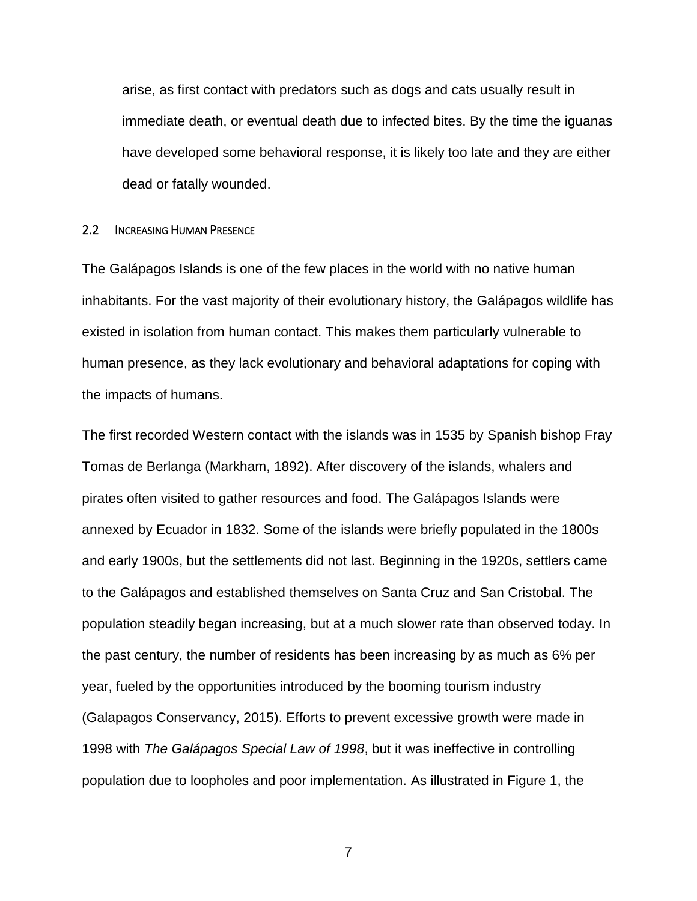arise, as first contact with predators such as dogs and cats usually result in immediate death, or eventual death due to infected bites. By the time the iguanas have developed some behavioral response, it is likely too late and they are either dead or fatally wounded.

### 2.2 Increasing Human Presence

The Galápagos Islands is one of the few places in the world with no native human inhabitants. For the vast majority of their evolutionary history, the Galápagos wildlife has existed in isolation from human contact. This makes them particularly vulnerable to human presence, as they lack evolutionary and behavioral adaptations for coping with the impacts of humans.

The first recorded Western contact with the islands was in 1535 by Spanish bishop Fray Tomas de Berlanga (Markham, 1892). After discovery of the islands, whalers and pirates often visited to gather resources and food. The Galápagos Islands were annexed by Ecuador in 1832. Some of the islands were briefly populated in the 1800s and early 1900s, but the settlements did not last. Beginning in the 1920s, settlers came to the Galápagos and established themselves on Santa Cruz and San Cristobal. The population steadily began increasing, but at a much slower rate than observed today. In the past century, the number of residents has been increasing by as much as 6% per year, fueled by the opportunities introduced by the booming tourism industry (Galapagos Conservancy, 2015). Efforts to prevent excessive growth were made in 1998 with *The Galápagos Special Law of 1998*, but it was ineffective in controlling population due to loopholes and poor implementation. As illustrated in Figure 1, the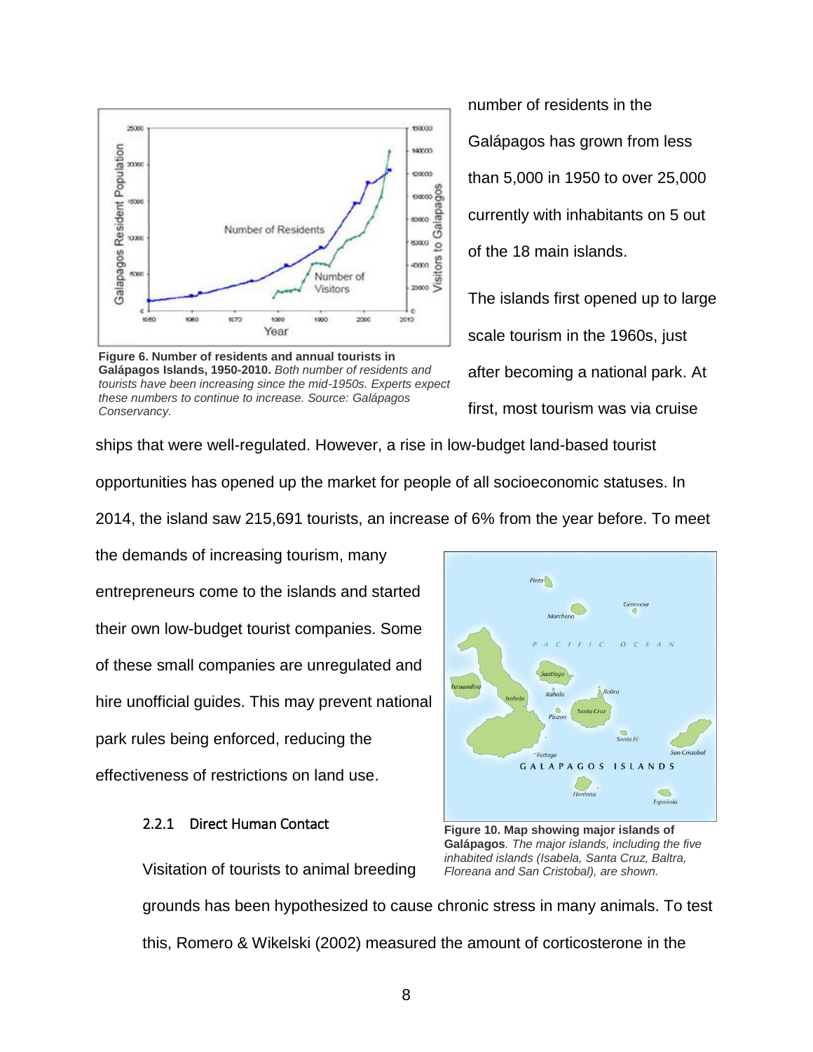Figure 6. **Number of residents and annual tourists in Galápagos Islands, 1950-2010.** *Both number of residents and tourists have been increasing since the mid-1950s. Experts expect these numbers to continue to increase. Source: Galápagos Conservancy.*

number of residents in the Galápagos has grown from less than 5,000 in 1950 to over 25,000 currently with inhabitants on 5 out of the 18 main islands.

The islands first opened up to large scale tourism in the 1960s, just after becoming a national park. At first, most tourism was via cruise ships that were well-regulated. However, a rise in low-budget land-based tourist opportunities has opened up the market for people of all socioeconomic statuses. In 2014, the island saw 215,691 tourists, an increase of 6% from the year before. To meet the demands of increasing tourism, many entrepreneurs come to the islands and started their own low-budget tourist companies. Some of these small companies are unregulated and hire unofficial guides. This may prevent national park rules being enforced, reducing the effectiveness of restrictions on land use.

**Figure 10. Map showing major islands of Galápagos**. *The major islands, including the five inhabited islands (Isabela, Santa Cruz, Baltra, Floreana and San Cristobal), are shown.*

### 2.2.1 Direct Human Contact

Visitation of tourists to animal breeding grounds has been hypothesized to cause chronic stress in many animals. To test this, Romero & Wikelski (2002) measured the amount of corticosterone in the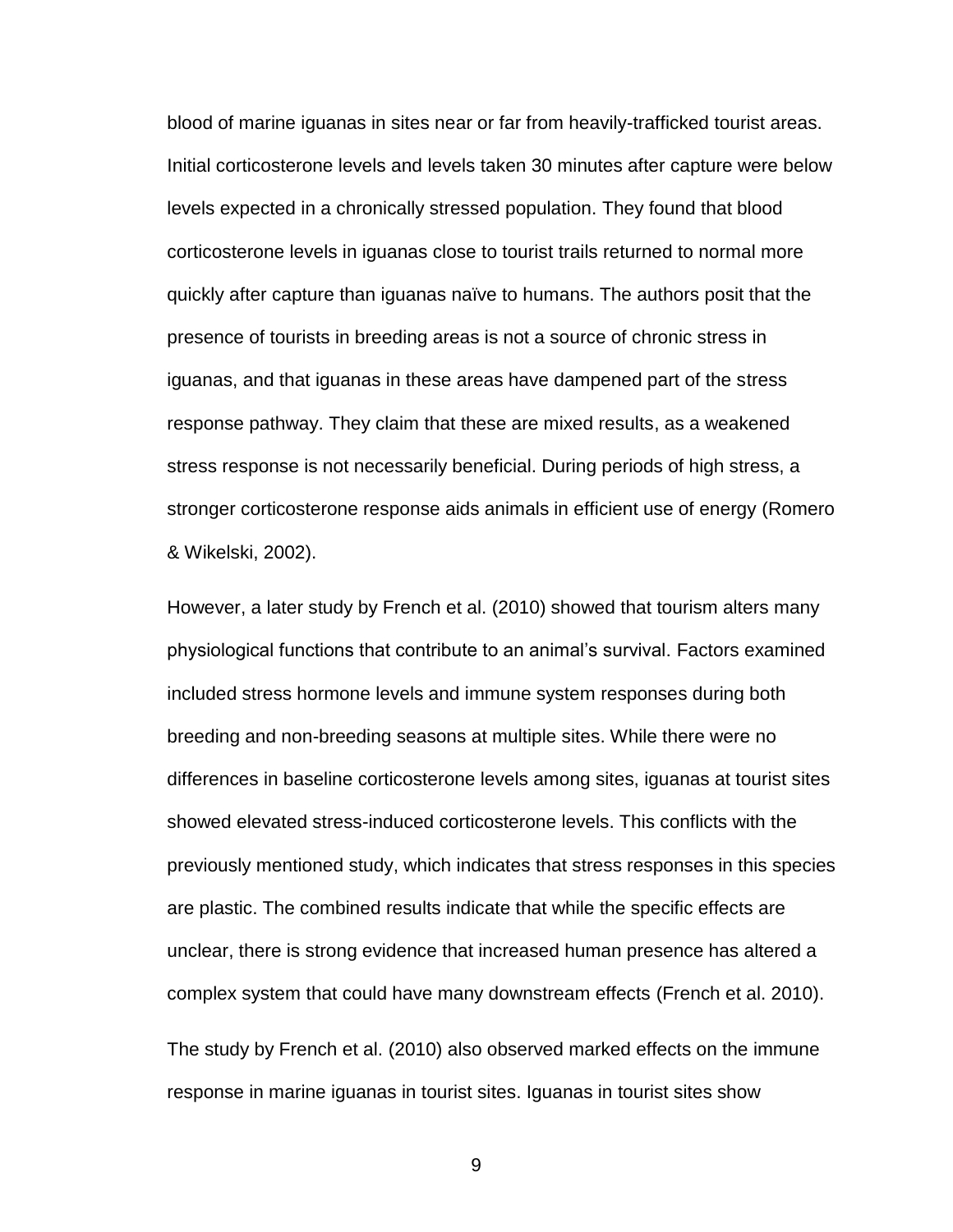blood of marine iguanas in sites near or far from heavily-trafficked tourist areas. Initial corticosterone levels and levels taken 30 minutes after capture were below levels expected in a chronically stressed population. They found that blood corticosterone levels in iguanas close to tourist trails returned to normal more quickly after capture than iguanas naïve to humans. The authors posit that the presence of tourists in breeding areas is not a source of chronic stress in iguanas, and that iguanas in these areas have dampened part of the stress response pathway. They claim that these are mixed results, as a weakened stress response is not necessarily beneficial. During periods of high stress, a stronger corticosterone response aids animals in efficient use of energy (Romero & Wikelski, 2002).

However, a later study by French et al. (2010) showed that tourism alters many physiological functions that contribute to an animal's survival. Factors examined included stress hormone levels and immune system responses during both breeding and non-breeding seasons at multiple sites. While there were no differences in baseline corticosterone levels among sites, iguanas at tourist sites showed elevated stress-induced corticosterone levels. This conflicts with the previously mentioned study, which indicates that stress responses in this species are plastic. The combined results indicate that while the specific effects are unclear, there is strong evidence that increased human presence has altered a complex system that could have many downstream effects (French et al. 2010).

The study by French et al. (2010) also observed marked effects on the immune response in marine iguanas in tourist sites. Iguanas in tourist sites show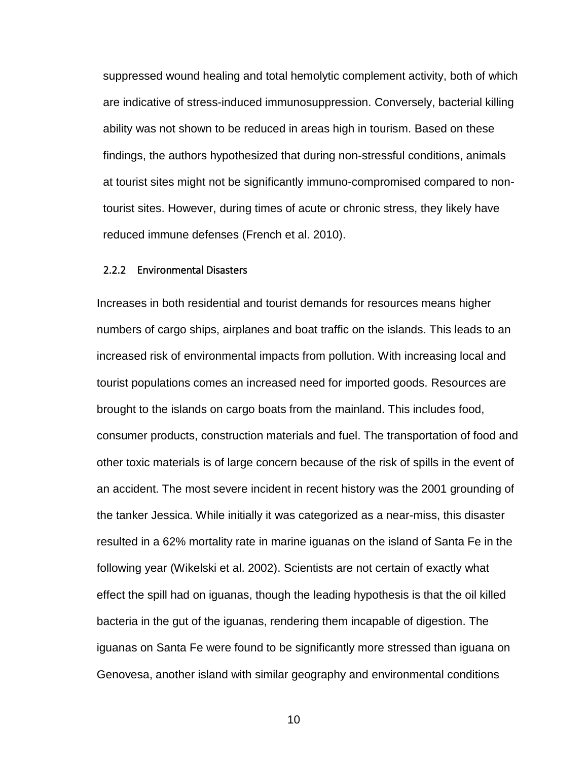suppressed wound healing and total hemolytic complement activity, both of which are indicative of stress-induced immunosuppression. Conversely, bacterial killing ability was not shown to be reduced in areas high in tourism. Based on these findings, the authors hypothesized that during non-stressful conditions, animals at tourist sites might not be significantly immuno-compromised compared to non-tourist sites. However, during times of acute or chronic stress, they likely have reduced immune defenses (French et al. 2010).

### 2.2.2 Environmental Disasters

Increases in both residential and tourist demands for resources means higher numbers of cargo ships, airplanes and boat traffic on the islands. This leads to an increased risk of environmental impacts from pollution. With increasing local and tourist populations comes an increased need for imported goods. Resources are brought to the islands on cargo boats from the mainland. This includes food, consumer products, construction materials and fuel. The transportation of food and other toxic materials is of large concern because of the risk of spills in the event of an accident. The most severe incident in recent history was the 2001 grounding of the tanker Jessica. While initially it was categorized as a near-miss, this disaster resulted in a 62% mortality rate in marine iguanas on the island of Santa Fe in the following year (Wikelski et al. 2002). Scientists are not certain of exactly what effect the spill had on iguanas, though the leading hypothesis is that the oil killed bacteria in the gut of the iguanas, rendering them incapable of digestion. The iguanas on Santa Fe were found to be significantly more stressed than iguana on Genovesa, another island with similar geography and environmental conditions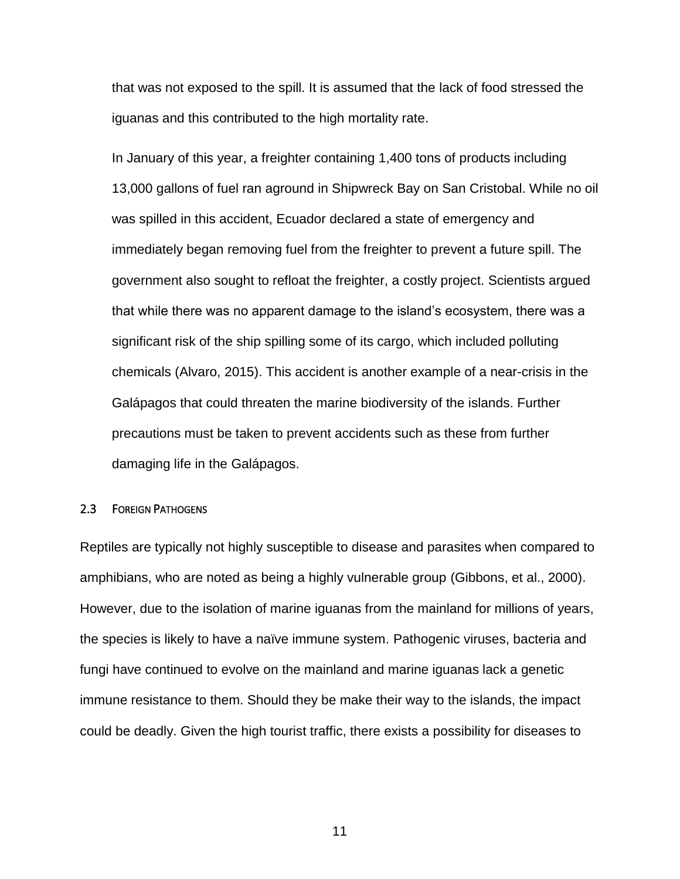that was not exposed to the spill. It is assumed that the lack of food stressed the iguanas and this contributed to the high mortality rate.

In January of this year, a freighter containing 1,400 tons of products including 13,000 gallons of fuel ran aground in Shipwreck Bay on San Cristobal. While no oil was spilled in this accident, Ecuador declared a state of emergency and immediately began removing fuel from the freighter to prevent a future spill. The government also sought to refloat the freighter, a costly project. Scientists argued that while there was no apparent damage to the island's ecosystem, there was a significant risk of the ship spilling some of its cargo, which included polluting chemicals (Alvaro, 2015). This accident is another example of a near-crisis in the Galápagos that could threaten the marine biodiversity of the islands. Further precautions must be taken to prevent accidents such as these from further damaging life in the Galápagos.

### 2.3 Foreign Pathogens

Reptiles are typically not highly susceptible to disease and parasites when compared to amphibians, who are noted as being a highly vulnerable group (Gibbons, et al., 2000). However, due to the isolation of marine iguanas from the mainland for millions of years, the species is likely to have a naïve immune system. Pathogenic viruses, bacteria and fungi have continued to evolve on the mainland and marine iguanas lack a genetic immune resistance to them. Should they be make their way to the islands, the impact could be deadly. Given the high tourist traffic, there exists a possibility for diseases to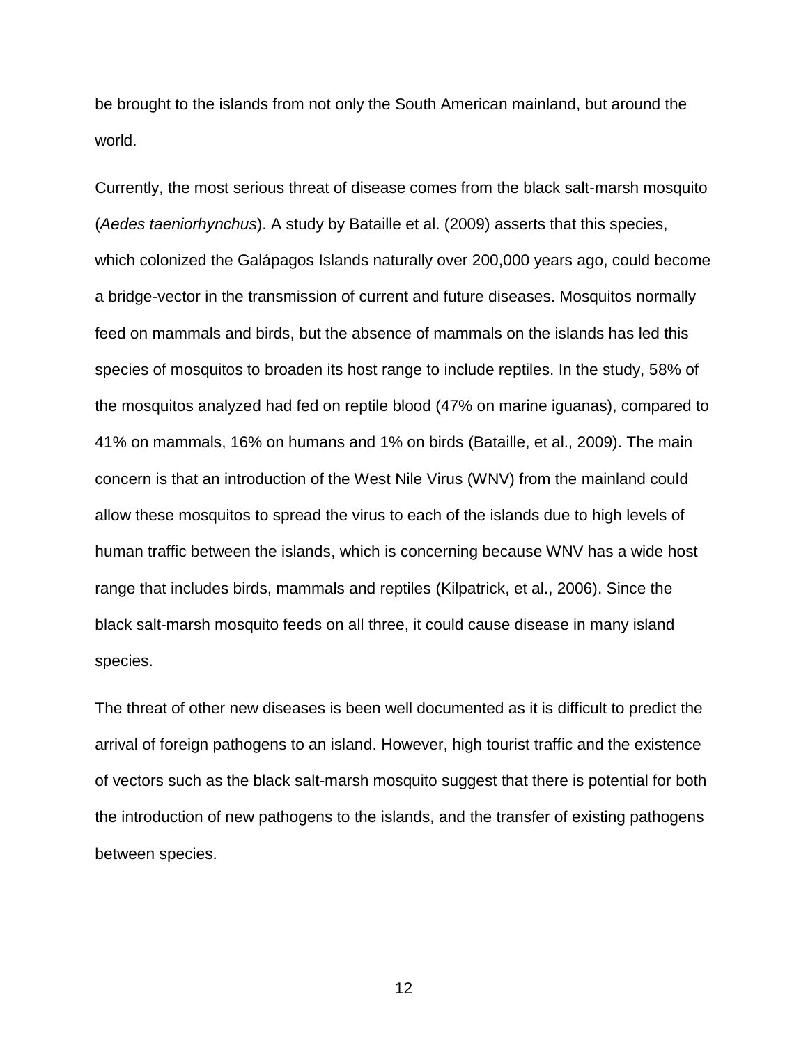be brought to the islands from not only the South American mainland, but around the world.

Currently, the most serious threat of disease comes from the black salt-marsh mosquito (*Aedes taeniorhynchus*). A study by Bataille et al. (2009) asserts that this species, which colonized the Galápagos Islands naturally over 200,000 years ago, could become a bridge-vector in the transmission of current and future diseases. Mosquitos normally feed on mammals and birds, but the absence of mammals on the islands has led this species of mosquitos to broaden its host range to include reptiles. In the study, 58% of the mosquitos analyzed had fed on reptile blood (47% on marine iguanas), compared to 41% on mammals, 16% on humans and 1% on birds (Bataille, et al., 2009). The main concern is that an introduction of the West Nile Virus (WNV) from the mainland could allow these mosquitos to spread the virus to each of the islands due to high levels of human traffic between the islands, which is concerning because WNV has a wide host range that includes birds, mammals and reptiles (Kilpatrick, et al., 2006). Since the black salt-marsh mosquito feeds on all three, it could cause disease in many island species.

The threat of other new diseases is been well documented as it is difficult to predict the arrival of foreign pathogens to an island. However, high tourist traffic and the existence of vectors such as the black salt-marsh mosquito suggest that there is potential for both the introduction of new pathogens to the islands, and the transfer of existing pathogens between species.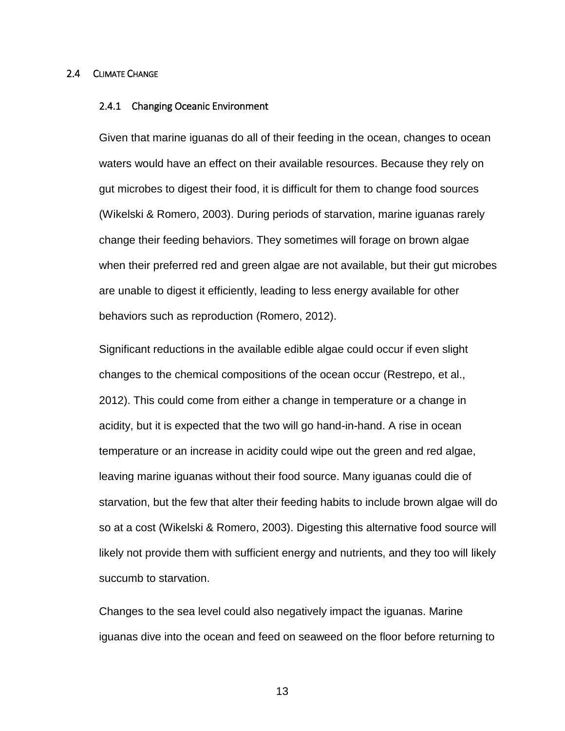## 2.4 Climate Change

### 2.4.1 Changing Oceanic Environment

Given that marine iguanas do all of their feeding in the ocean, changes to ocean waters would have an effect on their available resources. Because they rely on gut microbes to digest their food, it is difficult for them to change food sources (Wikelski & Romero, 2003). During periods of starvation, marine iguanas rarely change their feeding behaviors. They sometimes will forage on brown algae when their preferred red and green algae are not available, but their gut microbes are unable to digest it efficiently, leading to less energy available for other behaviors such as reproduction (Romero, 2012).

Significant reductions in the available edible algae could occur if even slight changes to the chemical compositions of the ocean occur (Restrepo, et al., 2012). This could come from either a change in temperature or a change in acidity, but it is expected that the two will go hand-in-hand. A rise in ocean temperature or an increase in acidity could wipe out the green and red algae, leaving marine iguanas without their food source. Many iguanas could die of starvation, but the few that alter their feeding habits to include brown algae will do so at a cost (Wikelski & Romero, 2003). Digesting this alternative food source will likely not provide them with sufficient energy and nutrients, and they too will likely succumb to starvation.

Changes to the sea level could also negatively impact the iguanas. Marine iguanas dive into the ocean and feed on seaweed on the floor before returning to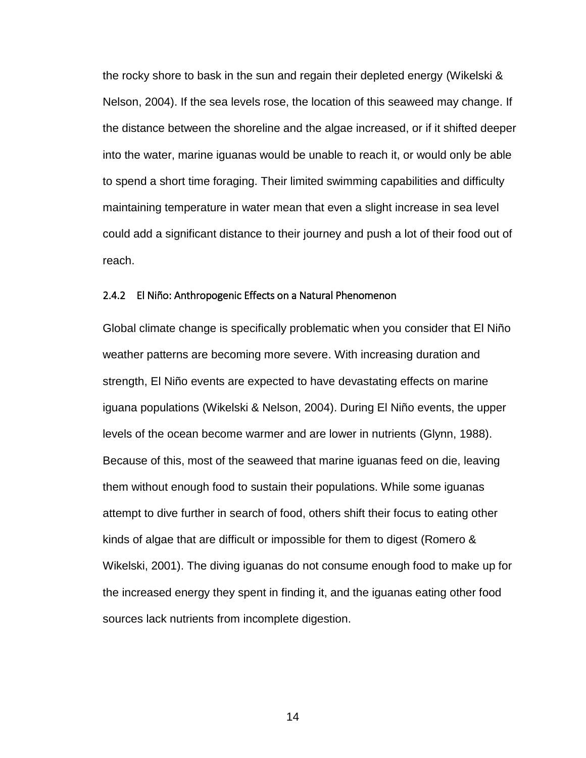the rocky shore to bask in the sun and regain their depleted energy (Wikelski & Nelson, 2004). If the sea levels rose, the location of this seaweed may change. If the distance between the shoreline and the algae increased, or if it shifted deeper into the water, marine iguanas would be unable to reach it, or would only be able to spend a short time foraging. Their limited swimming capabilities and difficulty maintaining temperature in water mean that even a slight increase in sea level could add a significant distance to their journey and push a lot of their food out of reach.

### 2.4.2 El Niño: Anthropogenic Effects on a Natural Phenomenon

Global climate change is specifically problematic when you consider that El Niño weather patterns are becoming more severe. With increasing duration and strength, El Niño events are expected to have devastating effects on marine iguana populations (Wikelski & Nelson, 2004). During El Niño events, the upper levels of the ocean become warmer and are lower in nutrients (Glynn, 1988). Because of this, most of the seaweed that marine iguanas feed on die, leaving them without enough food to sustain their populations. While some iguanas attempt to dive further in search of food, others shift their focus to eating other kinds of algae that are difficult or impossible for them to digest (Romero & Wikelski, 2001). The diving iguanas do not consume enough food to make up for the increased energy they spent in finding it, and the iguanas eating other food sources lack nutrients from incomplete digestion.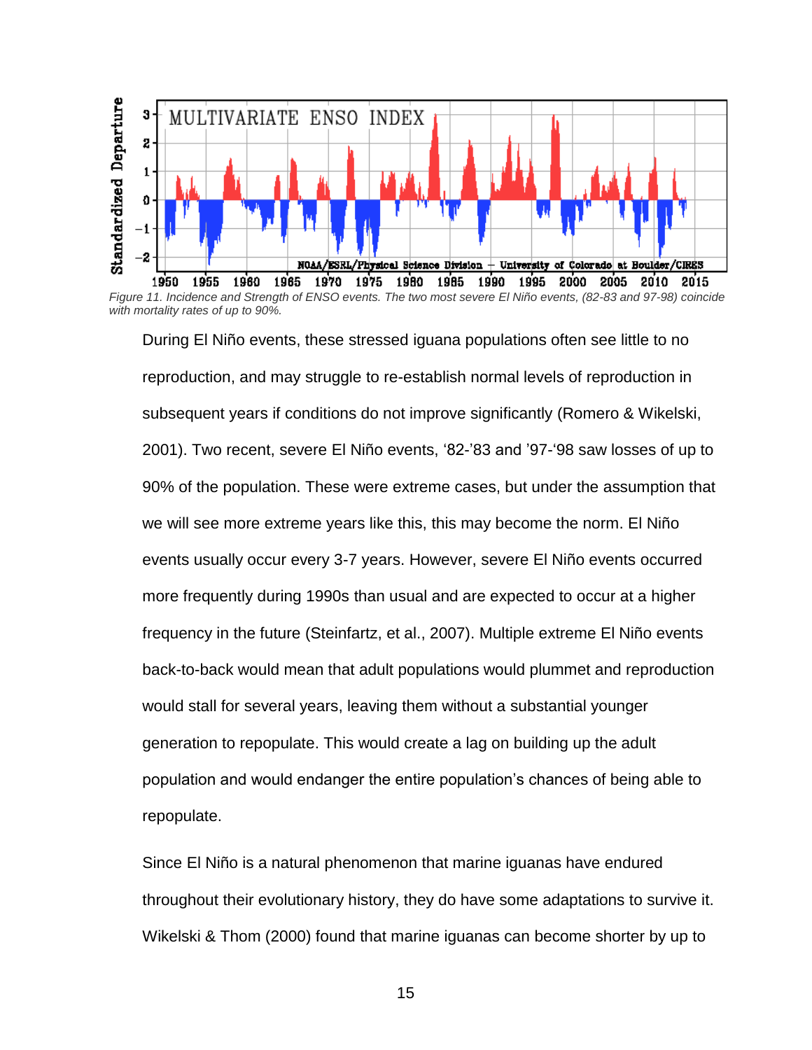*Figure 11. Incidence and Strength of ENSO events. The two most severe El Niño events, (82-83 and 97-98) coincide with mortality rates of up to 90%.*

During El Niño events, these stressed iguana populations often see little to no reproduction, and may struggle to re-establish normal levels of reproduction in subsequent years if conditions do not improve significantly (Romero & Wikelski, 2001). Two recent, severe El Niño events, '82-'83 and '97-'98 saw losses of up to 90% of the population. These were extreme cases, but under the assumption that we will see more extreme years like this, this may become the norm. El Niño events usually occur every 3-7 years. However, severe El Niño events occurred more frequently during 1990s than usual and are expected to occur at a higher frequency in the future (Steinfartz, et al., 2007). Multiple extreme El Niño events back-to-back would mean that adult populations would plummet and reproduction would stall for several years, leaving them without a substantial younger generation to repopulate. This would create a lag on building up the adult population and would endanger the entire population's chances of being able to repopulate.

Since El Niño is a natural phenomenon that marine iguanas have endured throughout their evolutionary history, they do have some adaptations to survive it. Wikelski & Thom (2000) found that marine iguanas can become shorter by up to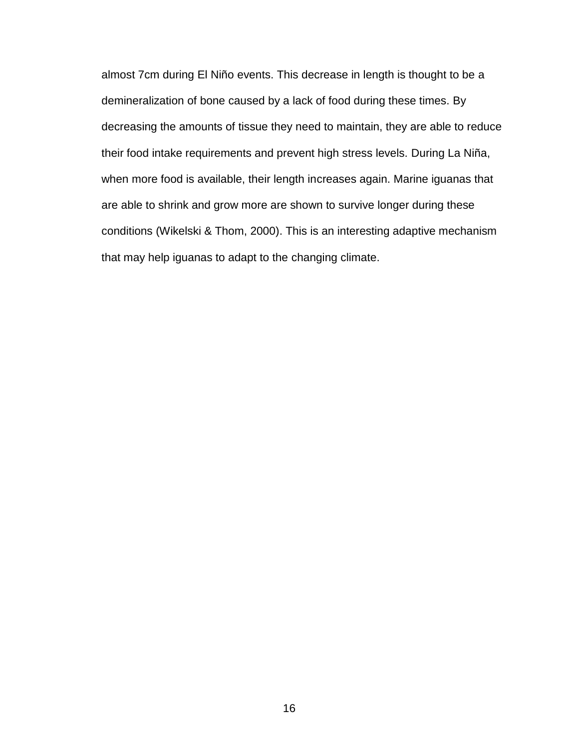almost 7cm during El Niño events. This decrease in length is thought to be a demineralization of bone caused by a lack of food during these times. By decreasing the amounts of tissue they need to maintain, they are able to reduce their food intake requirements and prevent high stress levels. During La Niña, when more food is available, their length increases again. Marine iguanas that are able to shrink and grow more are shown to survive longer during these conditions (Wikelski & Thom, 2000). This is an interesting adaptive mechanism that may help iguanas to adapt to the changing climate.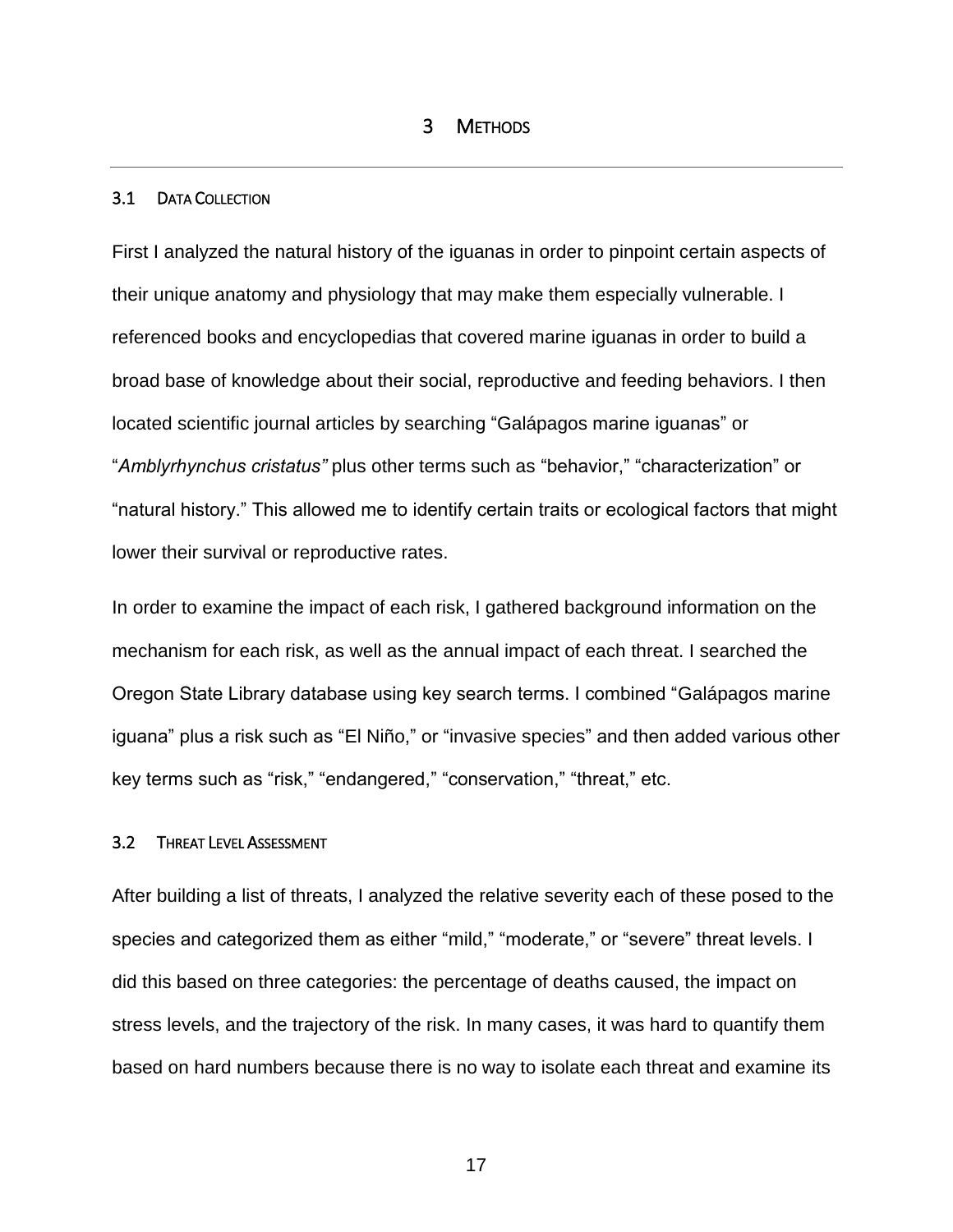# 3 METHODS

## 3.1 DATA COLLECTION

First I analyzed the natural history of the iguanas in order to pinpoint certain aspects of their unique anatomy and physiology that may make them especially vulnerable. I referenced books and encyclopedias that covered marine iguanas in order to build a broad base of knowledge about their social, reproductive and feeding behaviors. I then located scientific journal articles by searching "Galápagos marine iguanas" or "*Amblyrhynchus cristatus*" plus other terms such as "behavior," "characterization" or "natural history." This allowed me to identify certain traits or ecological factors that might lower their survival or reproductive rates.

In order to examine the impact of each risk, I gathered background information on the mechanism for each risk, as well as the annual impact of each threat. I searched the Oregon State Library database using key search terms. I combined "Galápagos marine iguana" plus a risk such as "El Niño," or "invasive species" and then added various other key terms such as "risk," "endangered," "conservation," "threat," etc.

## 3.2 THREAT LEVEL ASSESSMENT

After building a list of threats, I analyzed the relative severity each of these posed to the species and categorized them as either "mild," "moderate," or "severe" threat levels. I did this based on three categories: the percentage of deaths caused, the impact on stress levels, and the trajectory of the risk. In many cases, it was hard to quantify them based on hard numbers because there is no way to isolate each threat and examine its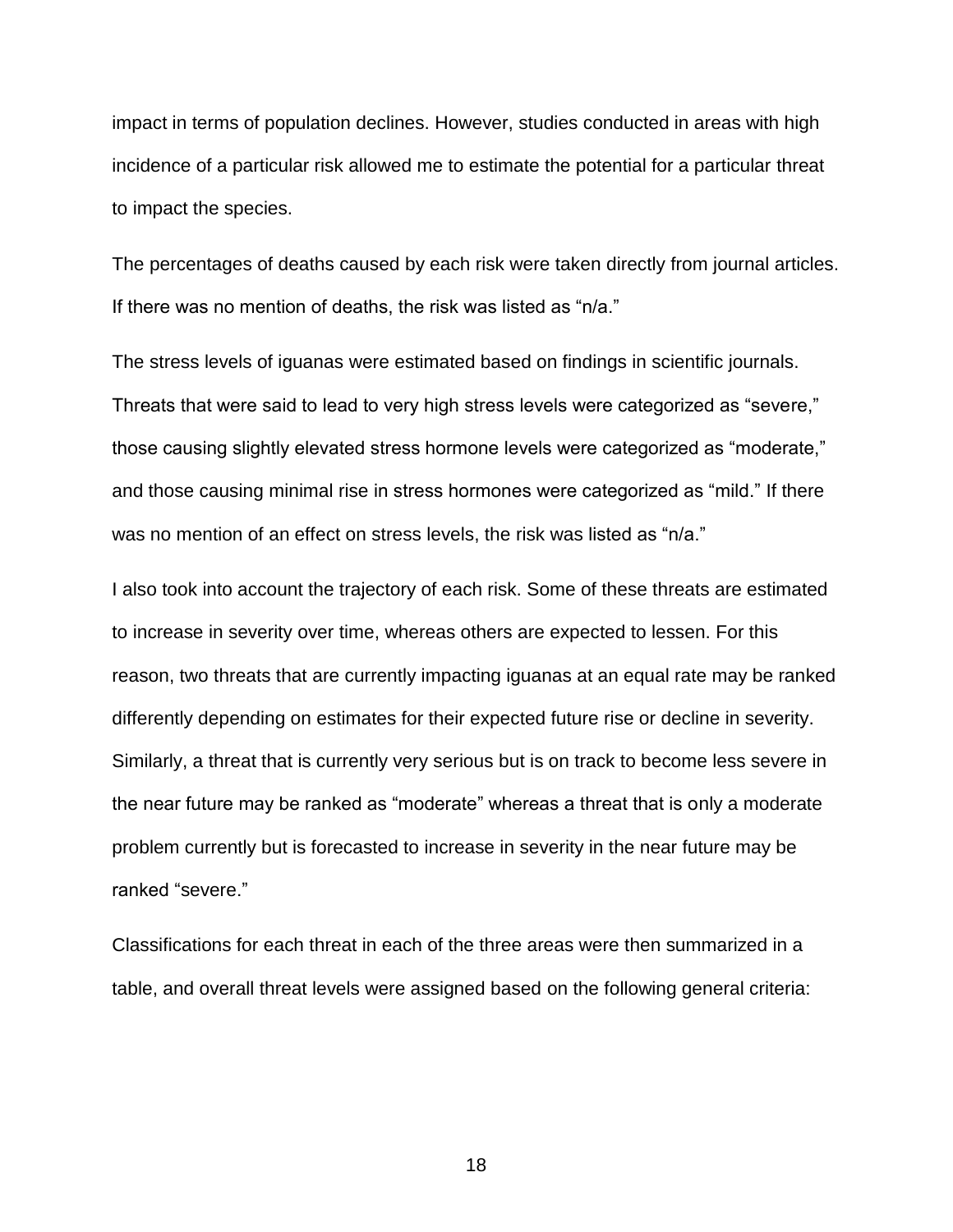impact in terms of population declines. However, studies conducted in areas with high incidence of a particular risk allowed me to estimate the potential for a particular threat to impact the species.

The percentages of deaths caused by each risk were taken directly from journal articles. If there was no mention of deaths, the risk was listed as "n/a."

The stress levels of iguanas were estimated based on findings in scientific journals. Threats that were said to lead to very high stress levels were categorized as "severe," those causing slightly elevated stress hormone levels were categorized as "moderate," and those causing minimal rise in stress hormones were categorized as "mild." If there was no mention of an effect on stress levels, the risk was listed as "n/a."

I also took into account the trajectory of each risk. Some of these threats are estimated to increase in severity over time, whereas others are expected to lessen. For this reason, two threats that are currently impacting iguanas at an equal rate may be ranked differently depending on estimates for their expected future rise or decline in severity. Similarly, a threat that is currently very serious but is on track to become less severe in the near future may be ranked as "moderate" whereas a threat that is only a moderate problem currently but is forecasted to increase in severity in the near future may be ranked "severe."

Classifications for each threat in each of the three areas were then summarized in a table, and overall threat levels were assigned based on the following general criteria: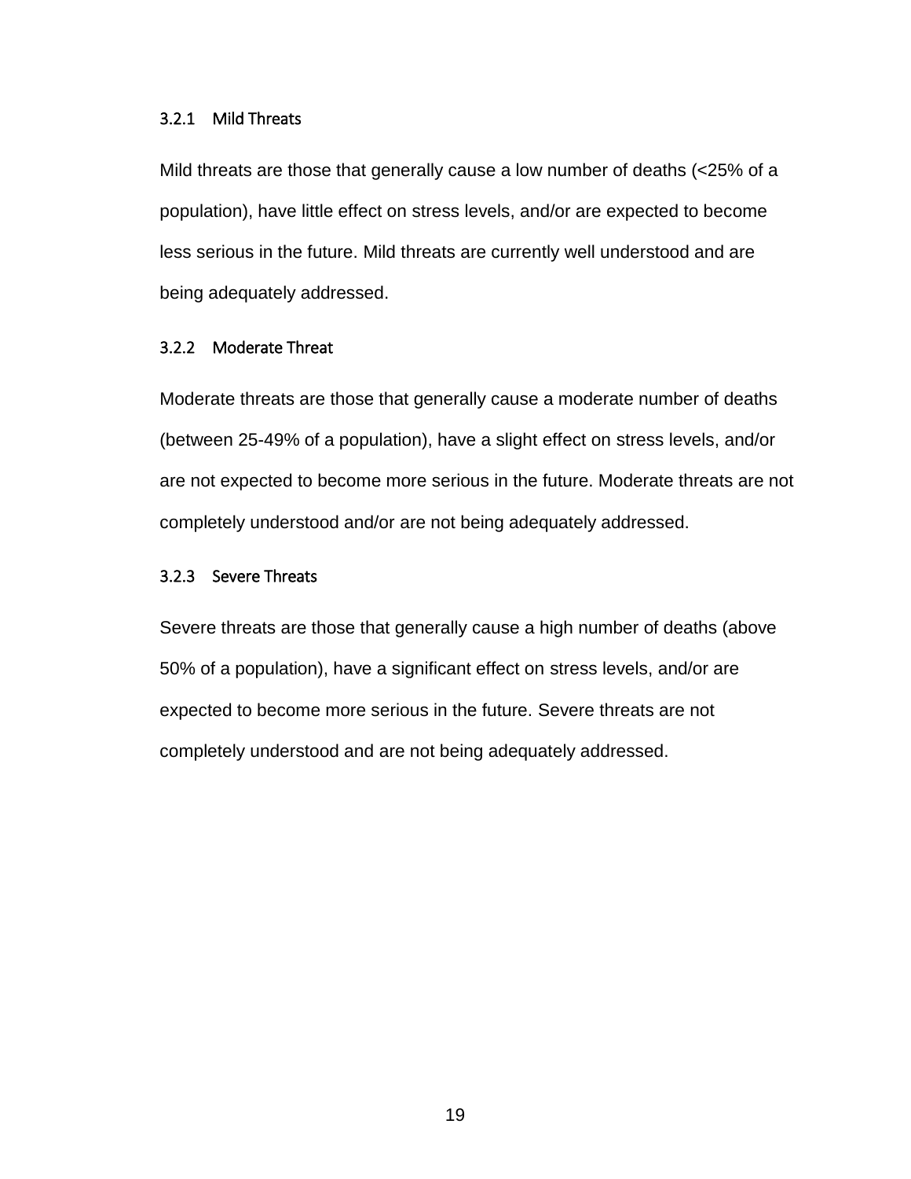### 3.2.1 Mild Threats

Mild threats are those that generally cause a low number of deaths (<25% of a population), have little effect on stress levels, and/or are expected to become less serious in the future. Mild threats are currently well understood and are being adequately addressed.

### 3.2.2 Moderate Threat

Moderate threats are those that generally cause a moderate number of deaths (between 25-49% of a population), have a slight effect on stress levels, and/or are not expected to become more serious in the future. Moderate threats are not completely understood and/or are not being adequately addressed.

### 3.2.3 Severe Threats

Severe threats are those that generally cause a high number of deaths (above 50% of a population), have a significant effect on stress levels, and/or are expected to become more serious in the future. Severe threats are not completely understood and are not being adequately addressed.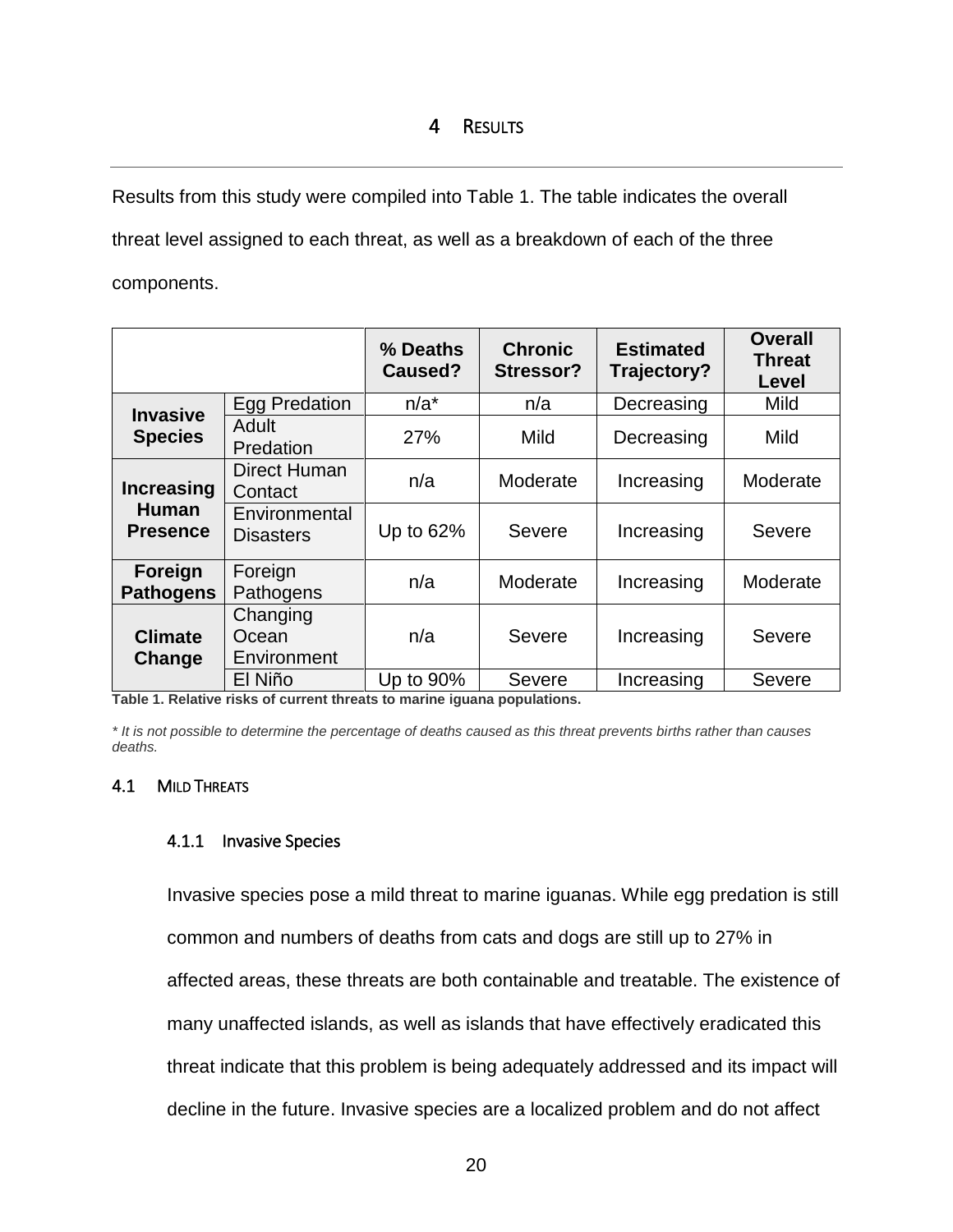# 4 RESULTS

Results from this study were compiled into Table 1. The table indicates the overall threat level assigned to each threat, as well as a breakdown of each of the three components.

| | | % Deaths Caused? | Chronic Stressor? | Estimated Trajectory? | Overall Threat Level |
|---|---|---|---|---|---|
| **Invasive Species** | Egg Predation | n/a* | n/a | Decreasing | Mild |
| | Adult Predation | 27% | Mild | Decreasing | Mild |
| **Increasing Human Presence** | Direct Human Contact | n/a | Moderate | Increasing | Moderate |
| | Environmental Disasters | Up to 62% | Severe | Increasing | Severe |
| **Foreign Pathogens** | Foreign Pathogens | n/a | Moderate | Increasing | Moderate |
| **Climate Change** | Changing Ocean Environment | n/a | Severe | Increasing | Severe |
| | El Niño | Up to 90% | Severe | Increasing | Severe |

**Table 1. Relative risks of current threats to marine iguana populations.**

*\* It is not possible to determine the percentage of deaths caused as this threat prevents births rather than causes deaths.*

## 4.1 MILD THREATS

### 4.1.1 Invasive Species

Invasive species pose a mild threat to marine iguanas. While egg predation is still common and numbers of deaths from cats and dogs are still up to 27% in affected areas, these threats are both containable and treatable. The existence of many unaffected islands, as well as islands that have effectively eradicated this threat indicate that this problem is being adequately addressed and its impact will decline in the future. Invasive species are a localized problem and do not affect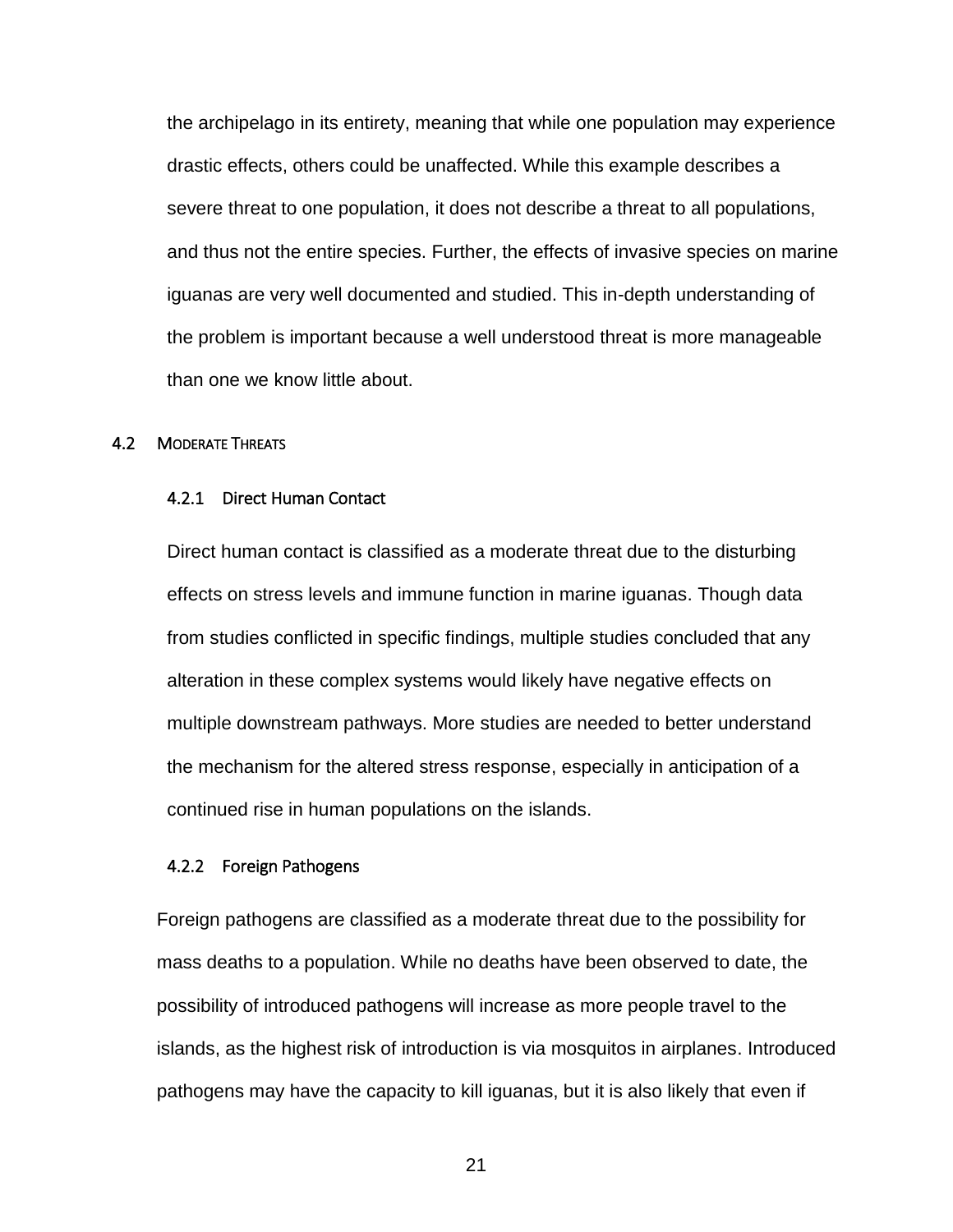the archipelago in its entirety, meaning that while one population may experience drastic effects, others could be unaffected. While this example describes a severe threat to one population, it does not describe a threat to all populations, and thus not the entire species. Further, the effects of invasive species on marine iguanas are very well documented and studied. This in-depth understanding of the problem is important because a well understood threat is more manageable than one we know little about.

## 4.2 Moderate Threats

### 4.2.1 Direct Human Contact

Direct human contact is classified as a moderate threat due to the disturbing effects on stress levels and immune function in marine iguanas. Though data from studies conflicted in specific findings, multiple studies concluded that any alteration in these complex systems would likely have negative effects on multiple downstream pathways. More studies are needed to better understand the mechanism for the altered stress response, especially in anticipation of a continued rise in human populations on the islands.

### 4.2.2 Foreign Pathogens

Foreign pathogens are classified as a moderate threat due to the possibility for mass deaths to a population. While no deaths have been observed to date, the possibility of introduced pathogens will increase as more people travel to the islands, as the highest risk of introduction is via mosquitos in airplanes. Introduced pathogens may have the capacity to kill iguanas, but it is also likely that even if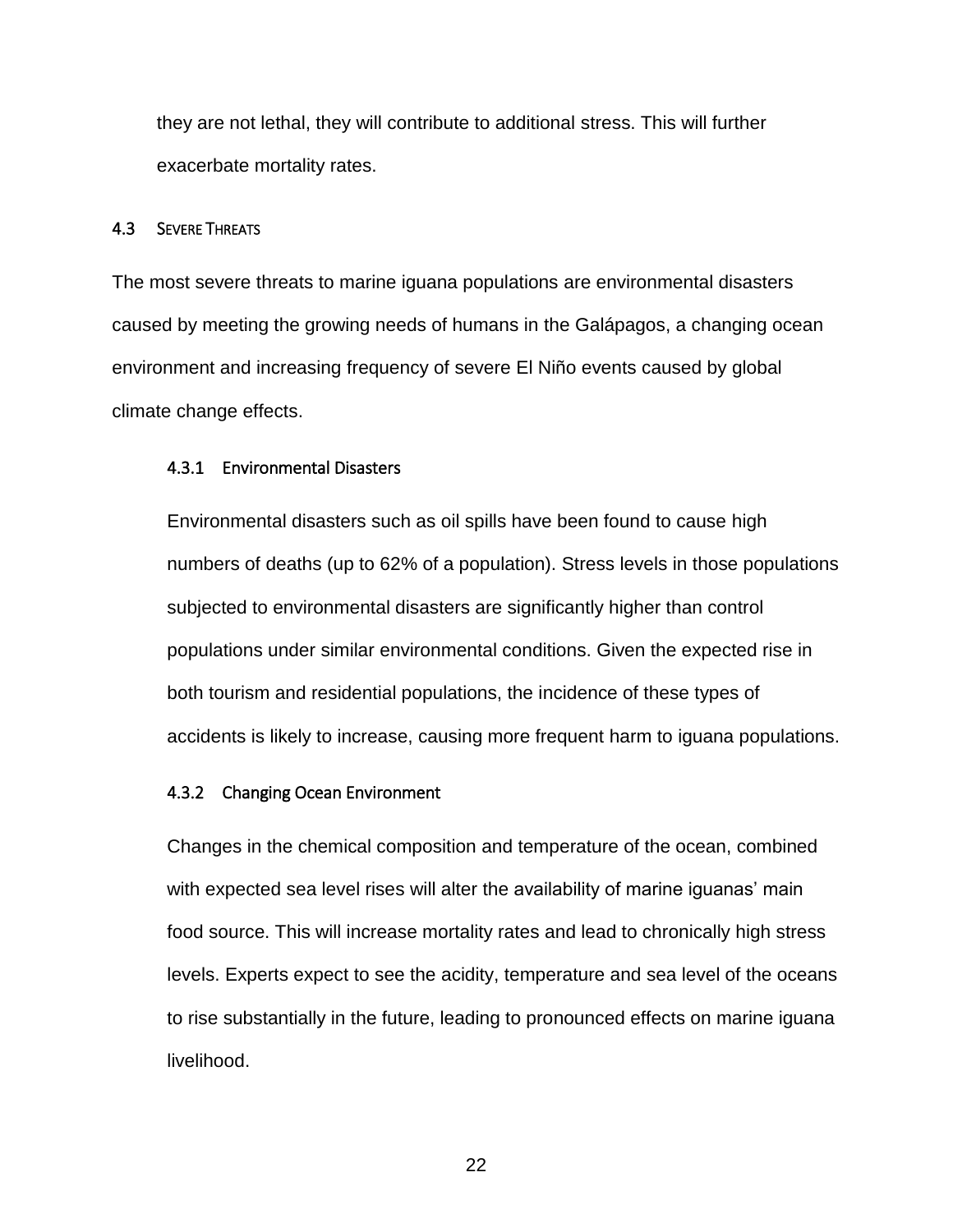they are not lethal, they will contribute to additional stress. This will further exacerbate mortality rates.

## 4.3 Severe Threats

The most severe threats to marine iguana populations are environmental disasters caused by meeting the growing needs of humans in the Galápagos, a changing ocean environment and increasing frequency of severe El Niño events caused by global climate change effects.

### 4.3.1 Environmental Disasters

Environmental disasters such as oil spills have been found to cause high numbers of deaths (up to 62% of a population). Stress levels in those populations subjected to environmental disasters are significantly higher than control populations under similar environmental conditions. Given the expected rise in both tourism and residential populations, the incidence of these types of accidents is likely to increase, causing more frequent harm to iguana populations.

### 4.3.2 Changing Ocean Environment

Changes in the chemical composition and temperature of the ocean, combined with expected sea level rises will alter the availability of marine iguanas' main food source. This will increase mortality rates and lead to chronically high stress levels. Experts expect to see the acidity, temperature and sea level of the oceans to rise substantially in the future, leading to pronounced effects on marine iguana livelihood.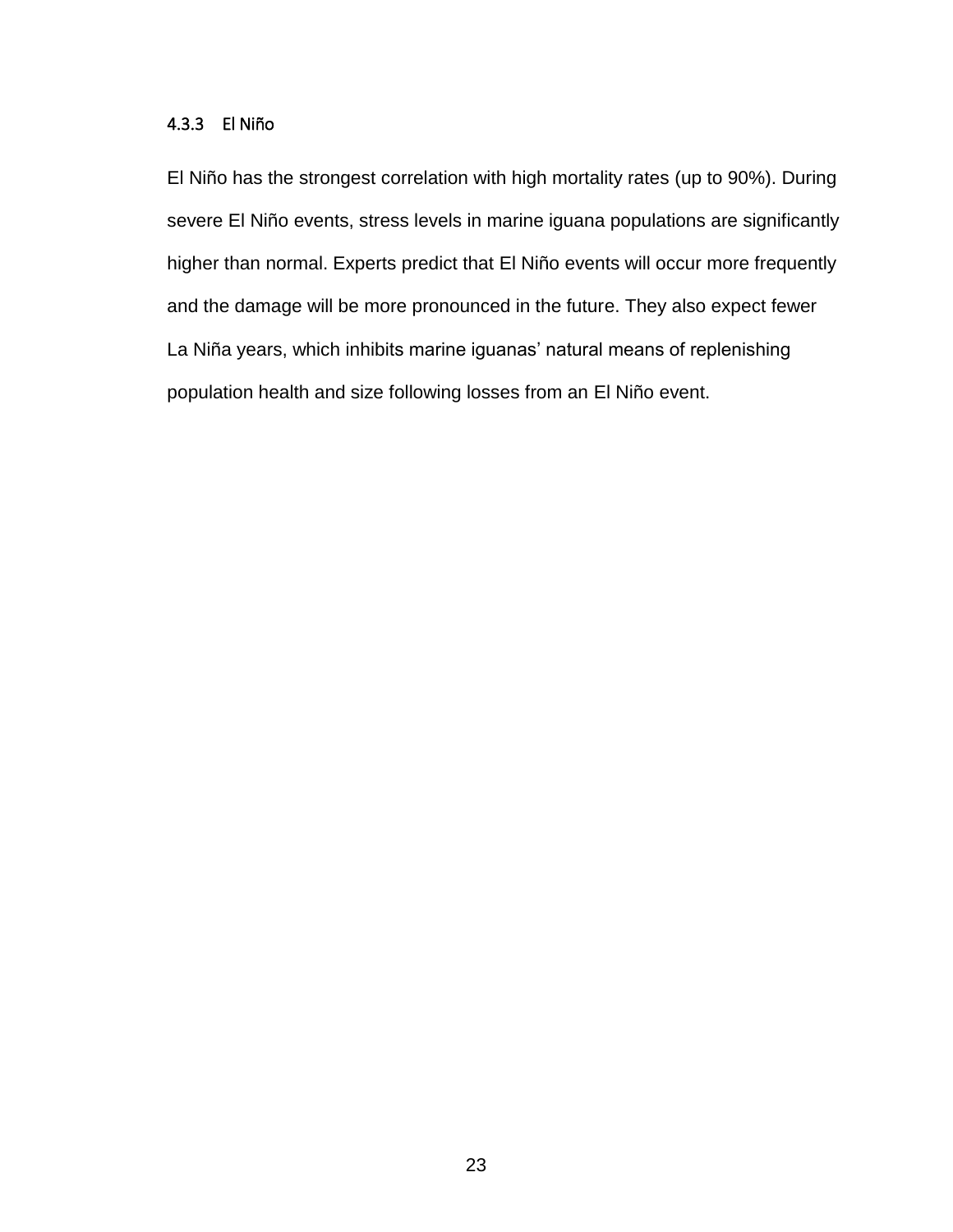### 4.3.3 El Niño

El Niño has the strongest correlation with high mortality rates (up to 90%). During severe El Niño events, stress levels in marine iguana populations are significantly higher than normal. Experts predict that El Niño events will occur more frequently and the damage will be more pronounced in the future. They also expect fewer La Niña years, which inhibits marine iguanas' natural means of replenishing population health and size following losses from an El Niño event.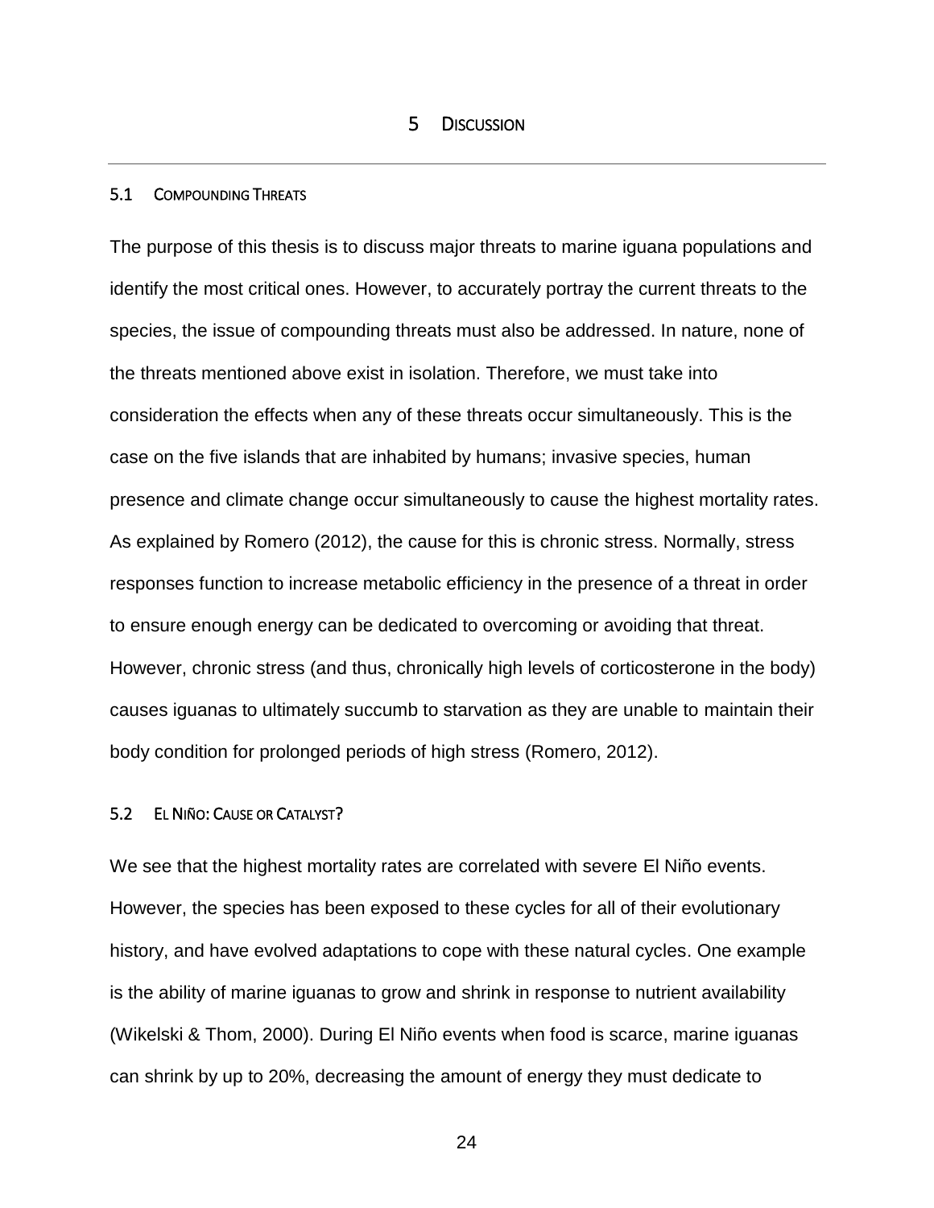# 5 Discussion

## 5.1 Compounding Threats

The purpose of this thesis is to discuss major threats to marine iguana populations and identify the most critical ones. However, to accurately portray the current threats to the species, the issue of compounding threats must also be addressed. In nature, none of the threats mentioned above exist in isolation. Therefore, we must take into consideration the effects when any of these threats occur simultaneously. This is the case on the five islands that are inhabited by humans; invasive species, human presence and climate change occur simultaneously to cause the highest mortality rates. As explained by Romero (2012), the cause for this is chronic stress. Normally, stress responses function to increase metabolic efficiency in the presence of a threat in order to ensure enough energy can be dedicated to overcoming or avoiding that threat. However, chronic stress (and thus, chronically high levels of corticosterone in the body) causes iguanas to ultimately succumb to starvation as they are unable to maintain their body condition for prolonged periods of high stress (Romero, 2012).

## 5.2 El Niño: Cause or Catalyst?

We see that the highest mortality rates are correlated with severe El Niño events. However, the species has been exposed to these cycles for all of their evolutionary history, and have evolved adaptations to cope with these natural cycles. One example is the ability of marine iguanas to grow and shrink in response to nutrient availability (Wikelski & Thom, 2000). During El Niño events when food is scarce, marine iguanas can shrink by up to 20%, decreasing the amount of energy they must dedicate to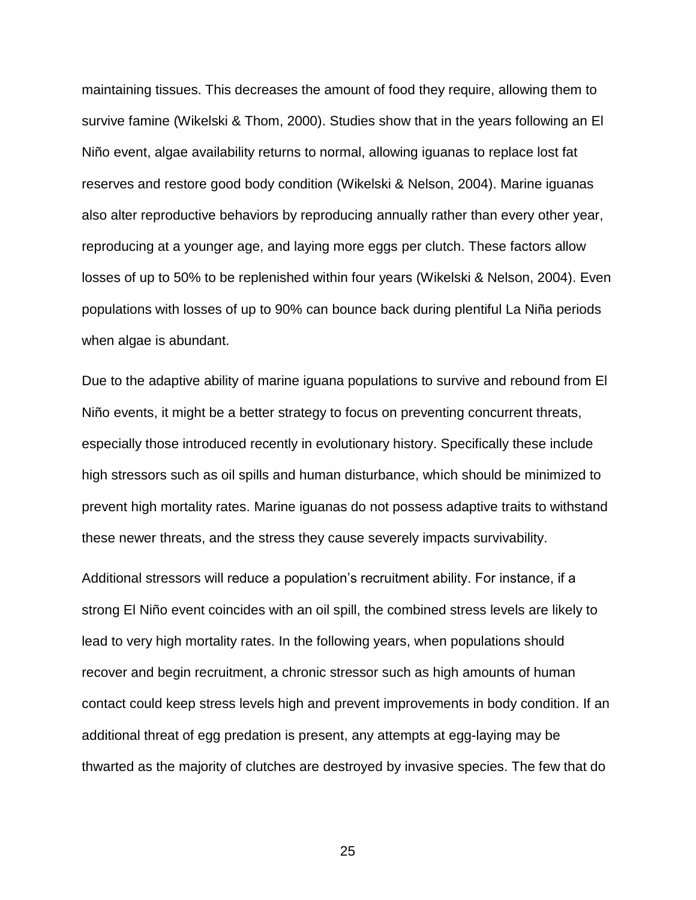maintaining tissues. This decreases the amount of food they require, allowing them to survive famine (Wikelski & Thom, 2000). Studies show that in the years following an El Niño event, algae availability returns to normal, allowing iguanas to replace lost fat reserves and restore good body condition (Wikelski & Nelson, 2004). Marine iguanas also alter reproductive behaviors by reproducing annually rather than every other year, reproducing at a younger age, and laying more eggs per clutch. These factors allow losses of up to 50% to be replenished within four years (Wikelski & Nelson, 2004). Even populations with losses of up to 90% can bounce back during plentiful La Niña periods when algae is abundant.

Due to the adaptive ability of marine iguana populations to survive and rebound from El Niño events, it might be a better strategy to focus on preventing concurrent threats, especially those introduced recently in evolutionary history. Specifically these include high stressors such as oil spills and human disturbance, which should be minimized to prevent high mortality rates. Marine iguanas do not possess adaptive traits to withstand these newer threats, and the stress they cause severely impacts survivability.

Additional stressors will reduce a population's recruitment ability. For instance, if a strong El Niño event coincides with an oil spill, the combined stress levels are likely to lead to very high mortality rates. In the following years, when populations should recover and begin recruitment, a chronic stressor such as high amounts of human contact could keep stress levels high and prevent improvements in body condition. If an additional threat of egg predation is present, any attempts at egg-laying may be thwarted as the majority of clutches are destroyed by invasive species. The few that do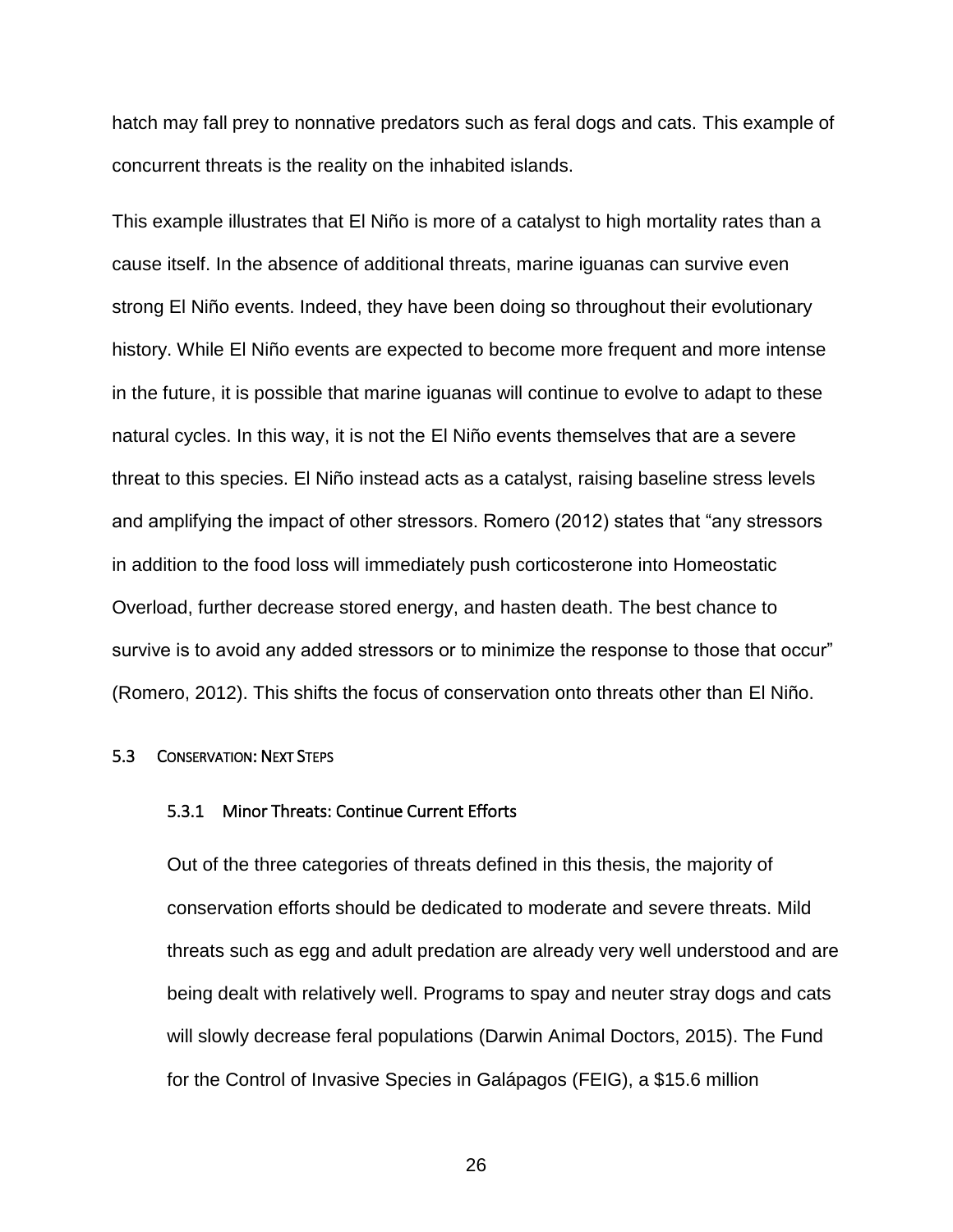hatch may fall prey to nonnative predators such as feral dogs and cats. This example of concurrent threats is the reality on the inhabited islands.

This example illustrates that El Niño is more of a catalyst to high mortality rates than a cause itself. In the absence of additional threats, marine iguanas can survive even strong El Niño events. Indeed, they have been doing so throughout their evolutionary history. While El Niño events are expected to become more frequent and more intense in the future, it is possible that marine iguanas will continue to evolve to adapt to these natural cycles. In this way, it is not the El Niño events themselves that are a severe threat to this species. El Niño instead acts as a catalyst, raising baseline stress levels and amplifying the impact of other stressors. Romero (2012) states that "any stressors in addition to the food loss will immediately push corticosterone into Homeostatic Overload, further decrease stored energy, and hasten death. The best chance to survive is to avoid any added stressors or to minimize the response to those that occur" (Romero, 2012). This shifts the focus of conservation onto threats other than El Niño.

## 5.3 Conservation: Next Steps

### 5.3.1 Minor Threats: Continue Current Efforts

Out of the three categories of threats defined in this thesis, the majority of conservation efforts should be dedicated to moderate and severe threats. Mild threats such as egg and adult predation are already very well understood and are being dealt with relatively well. Programs to spay and neuter stray dogs and cats will slowly decrease feral populations (Darwin Animal Doctors, 2015). The Fund for the Control of Invasive Species in Galápagos (FEIG), a $15.6 million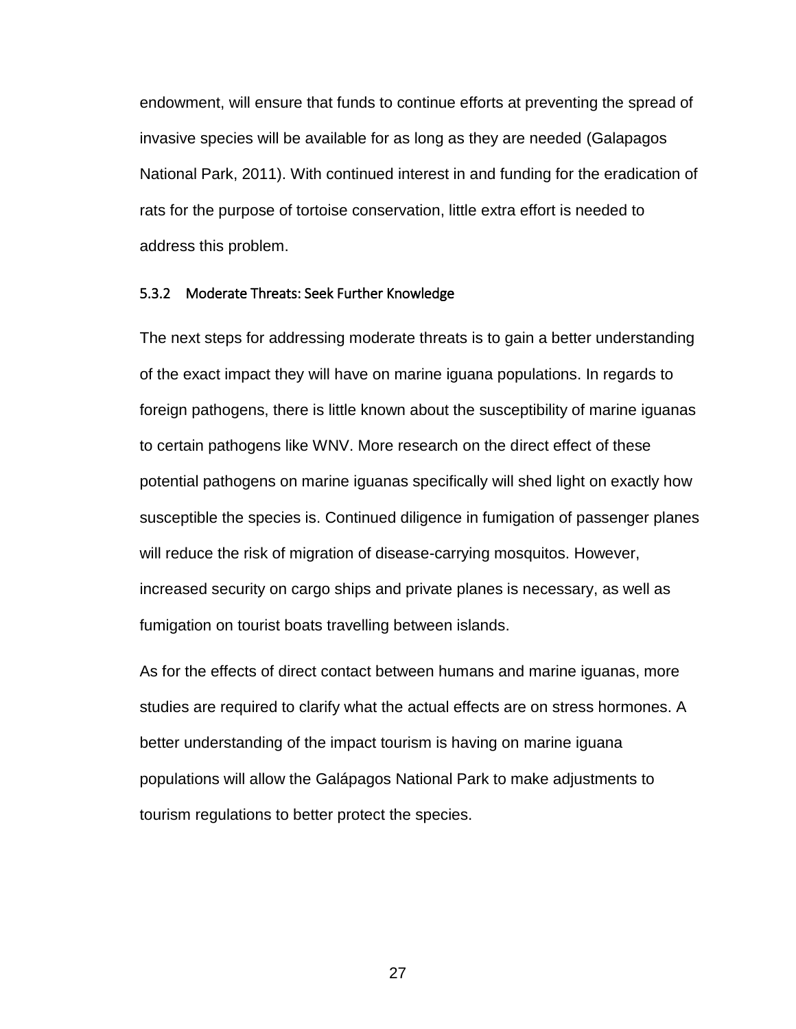endowment, will ensure that funds to continue efforts at preventing the spread of invasive species will be available for as long as they are needed (Galapagos National Park, 2011). With continued interest in and funding for the eradication of rats for the purpose of tortoise conservation, little extra effort is needed to address this problem.

### 5.3.2 Moderate Threats: Seek Further Knowledge

The next steps for addressing moderate threats is to gain a better understanding of the exact impact they will have on marine iguana populations. In regards to foreign pathogens, there is little known about the susceptibility of marine iguanas to certain pathogens like WNV. More research on the direct effect of these potential pathogens on marine iguanas specifically will shed light on exactly how susceptible the species is. Continued diligence in fumigation of passenger planes will reduce the risk of migration of disease-carrying mosquitos. However, increased security on cargo ships and private planes is necessary, as well as fumigation on tourist boats travelling between islands.

As for the effects of direct contact between humans and marine iguanas, more studies are required to clarify what the actual effects are on stress hormones. A better understanding of the impact tourism is having on marine iguana populations will allow the Galápagos National Park to make adjustments to tourism regulations to better protect the species.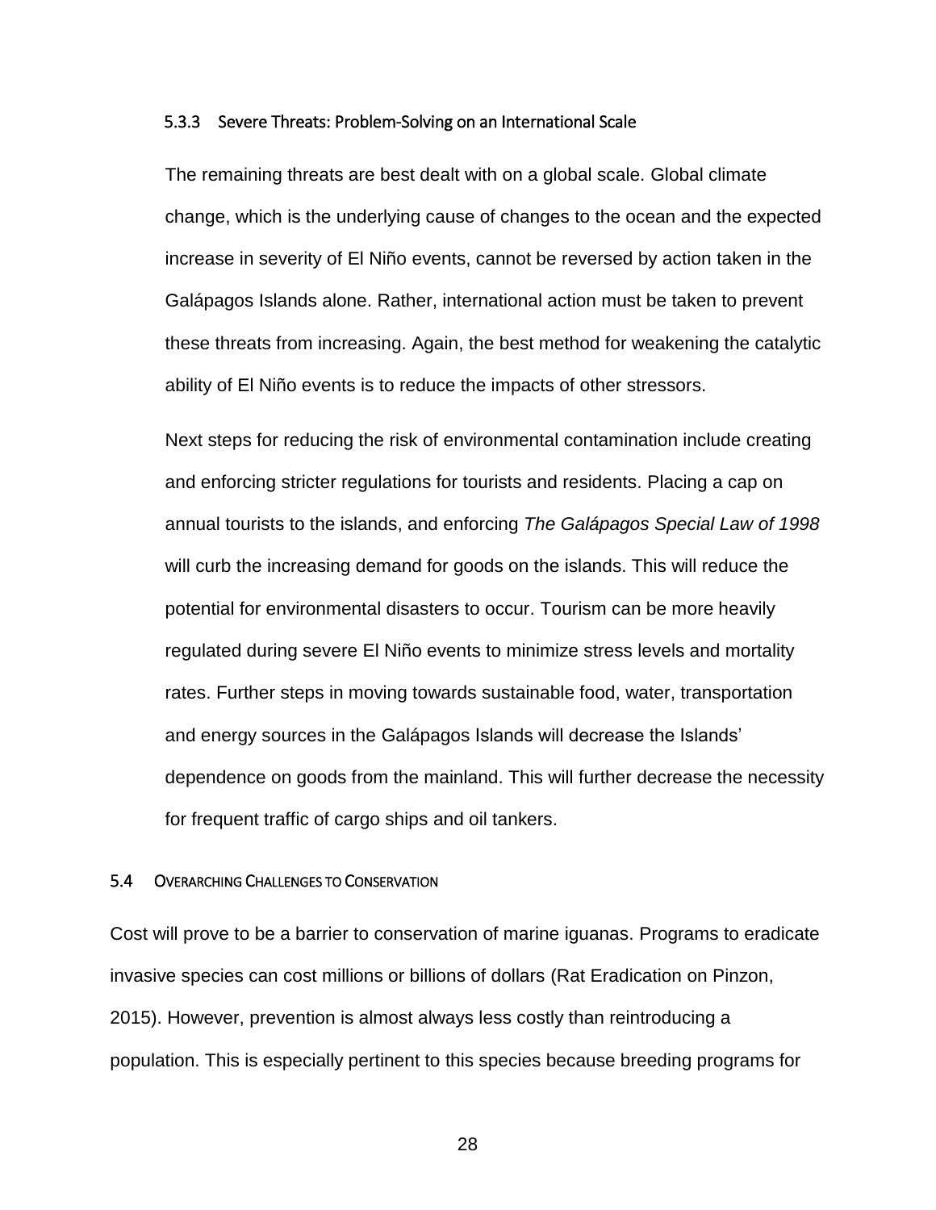#### 5.3.3 Severe Threats: Problem-Solving on an International Scale

The remaining threats are best dealt with on a global scale. Global climate change, which is the underlying cause of changes to the ocean and the expected increase in severity of El Niño events, cannot be reversed by action taken in the Galápagos Islands alone. Rather, international action must be taken to prevent these threats from increasing. Again, the best method for weakening the catalytic ability of El Niño events is to reduce the impacts of other stressors.

Next steps for reducing the risk of environmental contamination include creating and enforcing stricter regulations for tourists and residents. Placing a cap on annual tourists to the islands, and enforcing *The Galápagos Special Law of 1998* will curb the increasing demand for goods on the islands. This will reduce the potential for environmental disasters to occur. Tourism can be more heavily regulated during severe El Niño events to minimize stress levels and mortality rates. Further steps in moving towards sustainable food, water, transportation and energy sources in the Galápagos Islands will decrease the Islands' dependence on goods from the mainland. This will further decrease the necessity for frequent traffic of cargo ships and oil tankers.

### 5.4 Overarching Challenges to Conservation

Cost will prove to be a barrier to conservation of marine iguanas. Programs to eradicate invasive species can cost millions or billions of dollars (Rat Eradication on Pinzon, 2015). However, prevention is almost always less costly than reintroducing a population. This is especially pertinent to this species because breeding programs for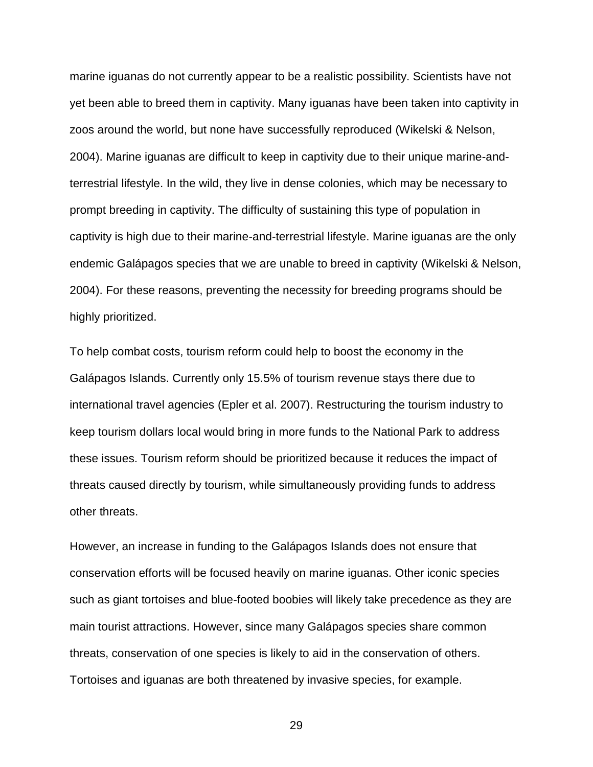marine iguanas do not currently appear to be a realistic possibility. Scientists have not yet been able to breed them in captivity. Many iguanas have been taken into captivity in zoos around the world, but none have successfully reproduced (Wikelski & Nelson, 2004). Marine iguanas are difficult to keep in captivity due to their unique marine-and-terrestrial lifestyle. In the wild, they live in dense colonies, which may be necessary to prompt breeding in captivity. The difficulty of sustaining this type of population in captivity is high due to their marine-and-terrestrial lifestyle. Marine iguanas are the only endemic Galápagos species that we are unable to breed in captivity (Wikelski & Nelson, 2004). For these reasons, preventing the necessity for breeding programs should be highly prioritized.

To help combat costs, tourism reform could help to boost the economy in the Galápagos Islands. Currently only 15.5% of tourism revenue stays there due to international travel agencies (Epler et al. 2007). Restructuring the tourism industry to keep tourism dollars local would bring in more funds to the National Park to address these issues. Tourism reform should be prioritized because it reduces the impact of threats caused directly by tourism, while simultaneously providing funds to address other threats.

However, an increase in funding to the Galápagos Islands does not ensure that conservation efforts will be focused heavily on marine iguanas. Other iconic species such as giant tortoises and blue-footed boobies will likely take precedence as they are main tourist attractions. However, since many Galápagos species share common threats, conservation of one species is likely to aid in the conservation of others. Tortoises and iguanas are both threatened by invasive species, for example.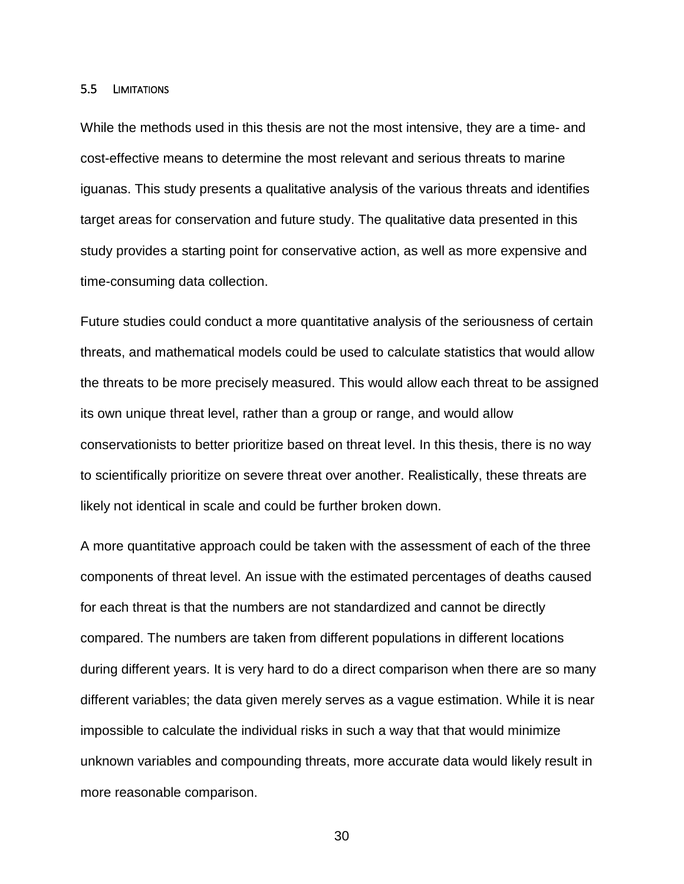### 5.5 Limitations

While the methods used in this thesis are not the most intensive, they are a time- and cost-effective means to determine the most relevant and serious threats to marine iguanas. This study presents a qualitative analysis of the various threats and identifies target areas for conservation and future study. The qualitative data presented in this study provides a starting point for conservative action, as well as more expensive and time-consuming data collection.

Future studies could conduct a more quantitative analysis of the seriousness of certain threats, and mathematical models could be used to calculate statistics that would allow the threats to be more precisely measured. This would allow each threat to be assigned its own unique threat level, rather than a group or range, and would allow conservationists to better prioritize based on threat level. In this thesis, there is no way to scientifically prioritize on severe threat over another. Realistically, these threats are likely not identical in scale and could be further broken down.

A more quantitative approach could be taken with the assessment of each of the three components of threat level. An issue with the estimated percentages of deaths caused for each threat is that the numbers are not standardized and cannot be directly compared. The numbers are taken from different populations in different locations during different years. It is very hard to do a direct comparison when there are so many different variables; the data given merely serves as a vague estimation. While it is near impossible to calculate the individual risks in such a way that that would minimize unknown variables and compounding threats, more accurate data would likely result in more reasonable comparison.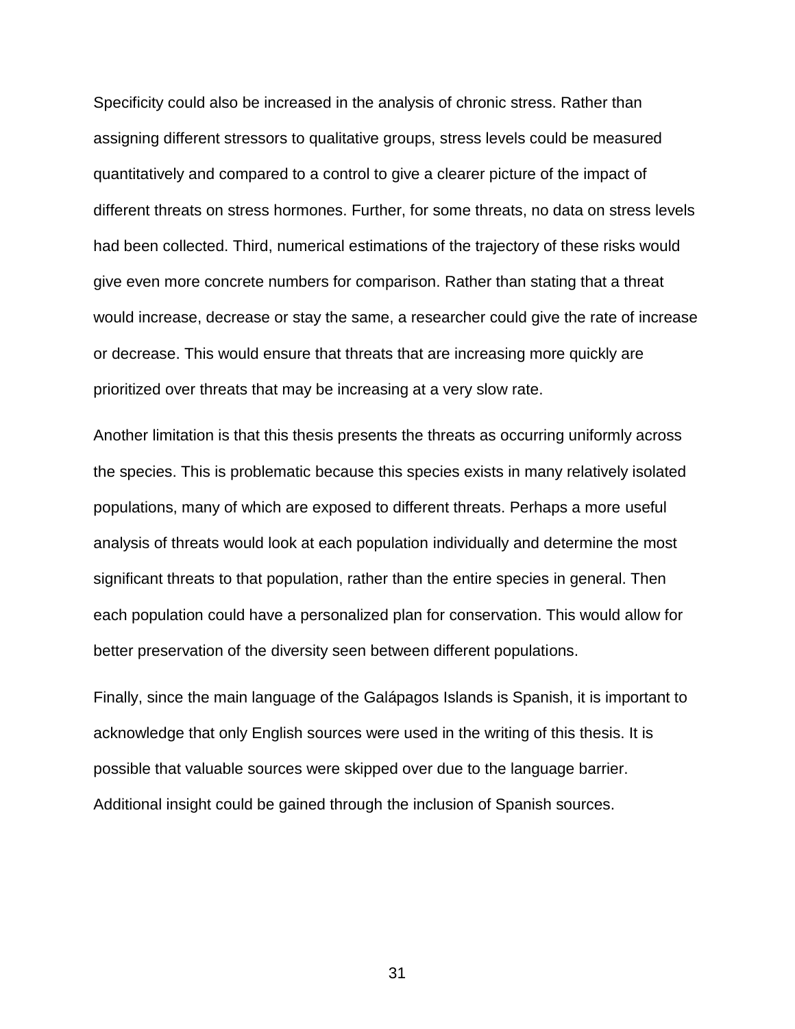Specificity could also be increased in the analysis of chronic stress. Rather than assigning different stressors to qualitative groups, stress levels could be measured quantitatively and compared to a control to give a clearer picture of the impact of different threats on stress hormones. Further, for some threats, no data on stress levels had been collected. Third, numerical estimations of the trajectory of these risks would give even more concrete numbers for comparison. Rather than stating that a threat would increase, decrease or stay the same, a researcher could give the rate of increase or decrease. This would ensure that threats that are increasing more quickly are prioritized over threats that may be increasing at a very slow rate.

Another limitation is that this thesis presents the threats as occurring uniformly across the species. This is problematic because this species exists in many relatively isolated populations, many of which are exposed to different threats. Perhaps a more useful analysis of threats would look at each population individually and determine the most significant threats to that population, rather than the entire species in general. Then each population could have a personalized plan for conservation. This would allow for better preservation of the diversity seen between different populations.

Finally, since the main language of the Galápagos Islands is Spanish, it is important to acknowledge that only English sources were used in the writing of this thesis. It is possible that valuable sources were skipped over due to the language barrier. Additional insight could be gained through the inclusion of Spanish sources.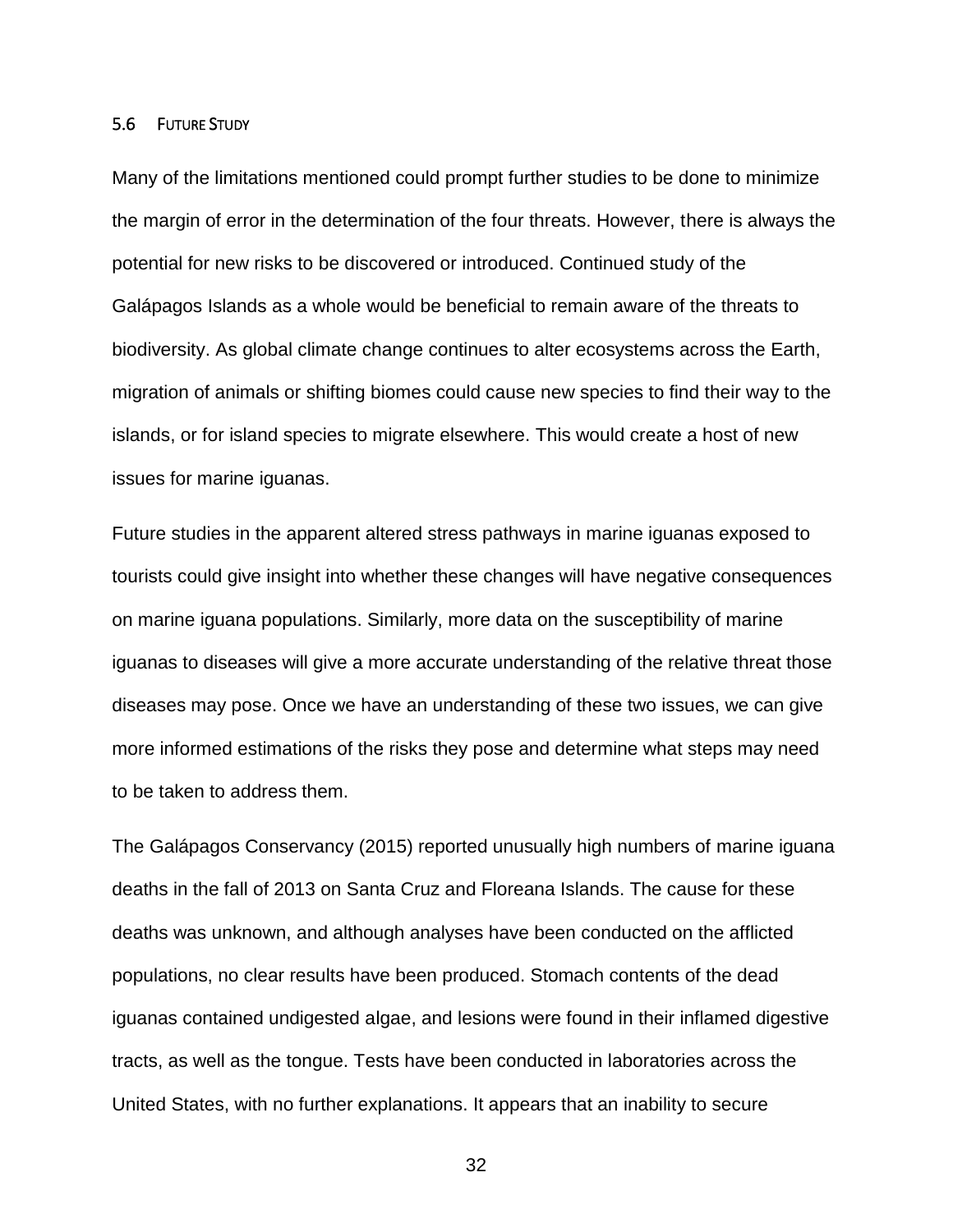### 5.6 Future Study

Many of the limitations mentioned could prompt further studies to be done to minimize the margin of error in the determination of the four threats. However, there is always the potential for new risks to be discovered or introduced. Continued study of the Galápagos Islands as a whole would be beneficial to remain aware of the threats to biodiversity. As global climate change continues to alter ecosystems across the Earth, migration of animals or shifting biomes could cause new species to find their way to the islands, or for island species to migrate elsewhere. This would create a host of new issues for marine iguanas.

Future studies in the apparent altered stress pathways in marine iguanas exposed to tourists could give insight into whether these changes will have negative consequences on marine iguana populations. Similarly, more data on the susceptibility of marine iguanas to diseases will give a more accurate understanding of the relative threat those diseases may pose. Once we have an understanding of these two issues, we can give more informed estimations of the risks they pose and determine what steps may need to be taken to address them.

The Galápagos Conservancy (2015) reported unusually high numbers of marine iguana deaths in the fall of 2013 on Santa Cruz and Floreana Islands. The cause for these deaths was unknown, and although analyses have been conducted on the afflicted populations, no clear results have been produced. Stomach contents of the dead iguanas contained undigested algae, and lesions were found in their inflamed digestive tracts, as well as the tongue. Tests have been conducted in laboratories across the United States, with no further explanations. It appears that an inability to secure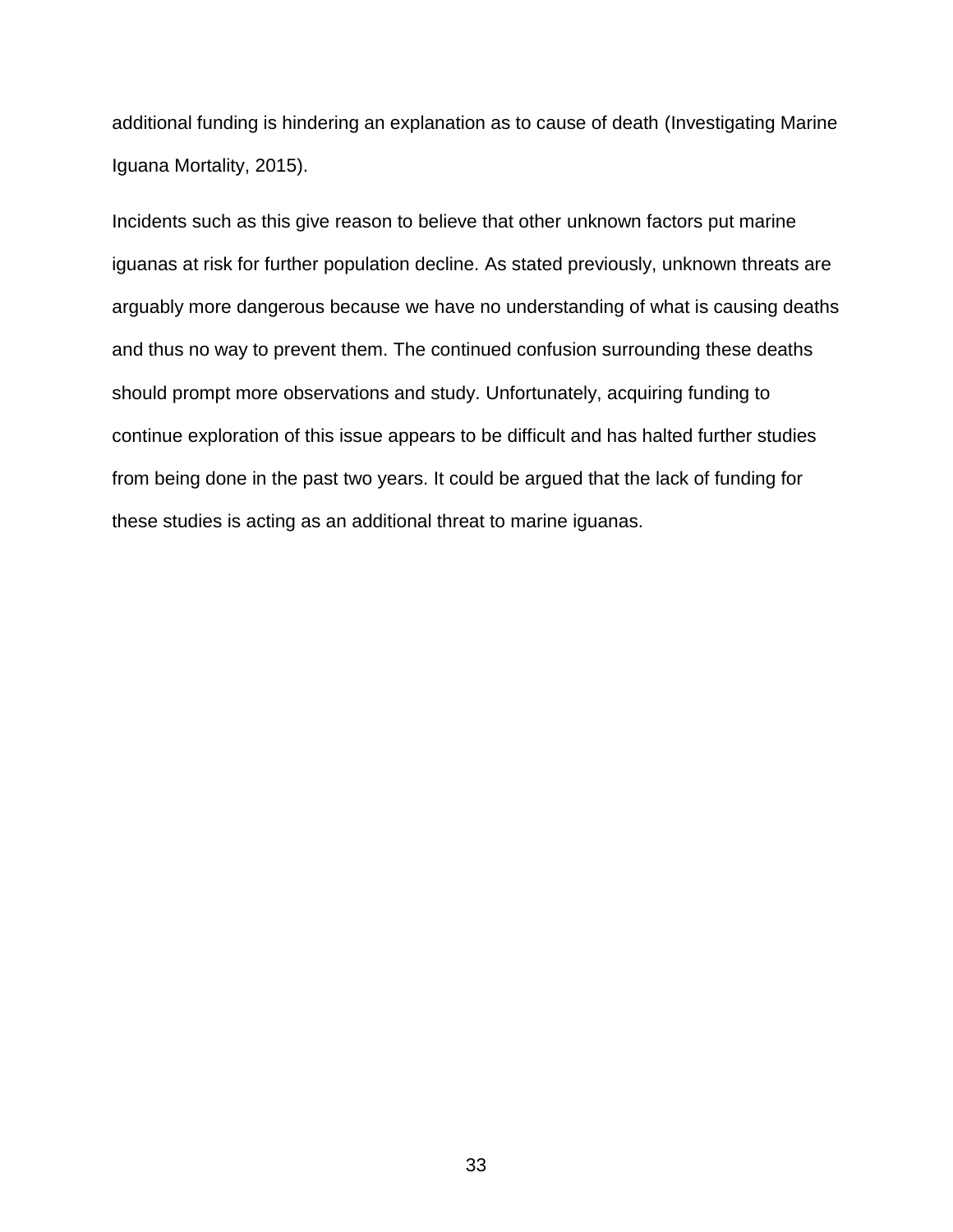additional funding is hindering an explanation as to cause of death (Investigating Marine Iguana Mortality, 2015).

Incidents such as this give reason to believe that other unknown factors put marine iguanas at risk for further population decline. As stated previously, unknown threats are arguably more dangerous because we have no understanding of what is causing deaths and thus no way to prevent them. The continued confusion surrounding these deaths should prompt more observations and study. Unfortunately, acquiring funding to continue exploration of this issue appears to be difficult and has halted further studies from being done in the past two years. It could be argued that the lack of funding for these studies is acting as an additional threat to marine iguanas.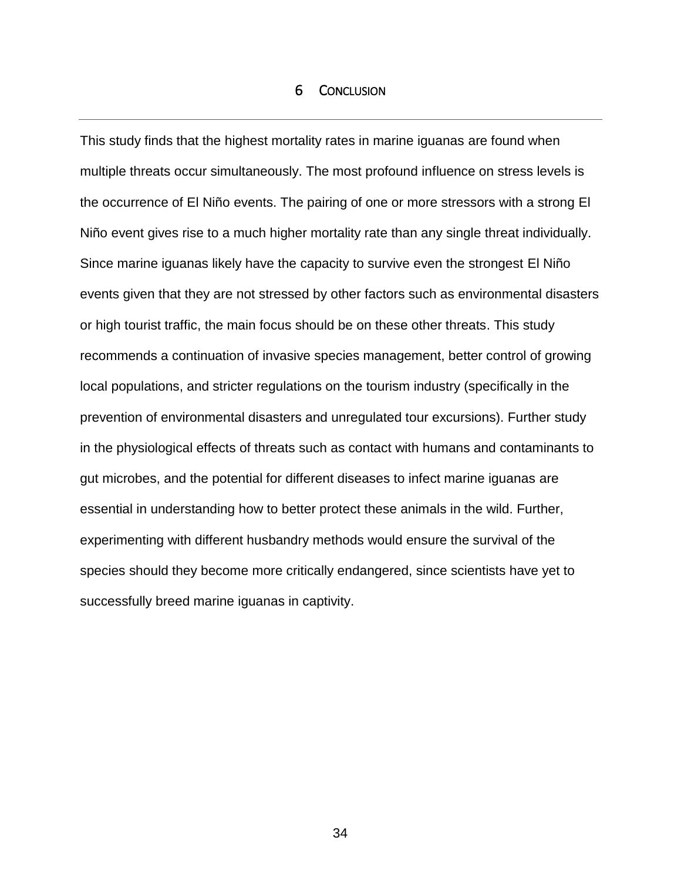# 6 Conclusion

This study finds that the highest mortality rates in marine iguanas are found when multiple threats occur simultaneously. The most profound influence on stress levels is the occurrence of El Niño events. The pairing of one or more stressors with a strong El Niño event gives rise to a much higher mortality rate than any single threat individually. Since marine iguanas likely have the capacity to survive even the strongest El Niño events given that they are not stressed by other factors such as environmental disasters or high tourist traffic, the main focus should be on these other threats. This study recommends a continuation of invasive species management, better control of growing local populations, and stricter regulations on the tourism industry (specifically in the prevention of environmental disasters and unregulated tour excursions). Further study in the physiological effects of threats such as contact with humans and contaminants to gut microbes, and the potential for different diseases to infect marine iguanas are essential in understanding how to better protect these animals in the wild. Further, experimenting with different husbandry methods would ensure the survival of the species should they become more critically endangered, since scientists have yet to successfully breed marine iguanas in captivity.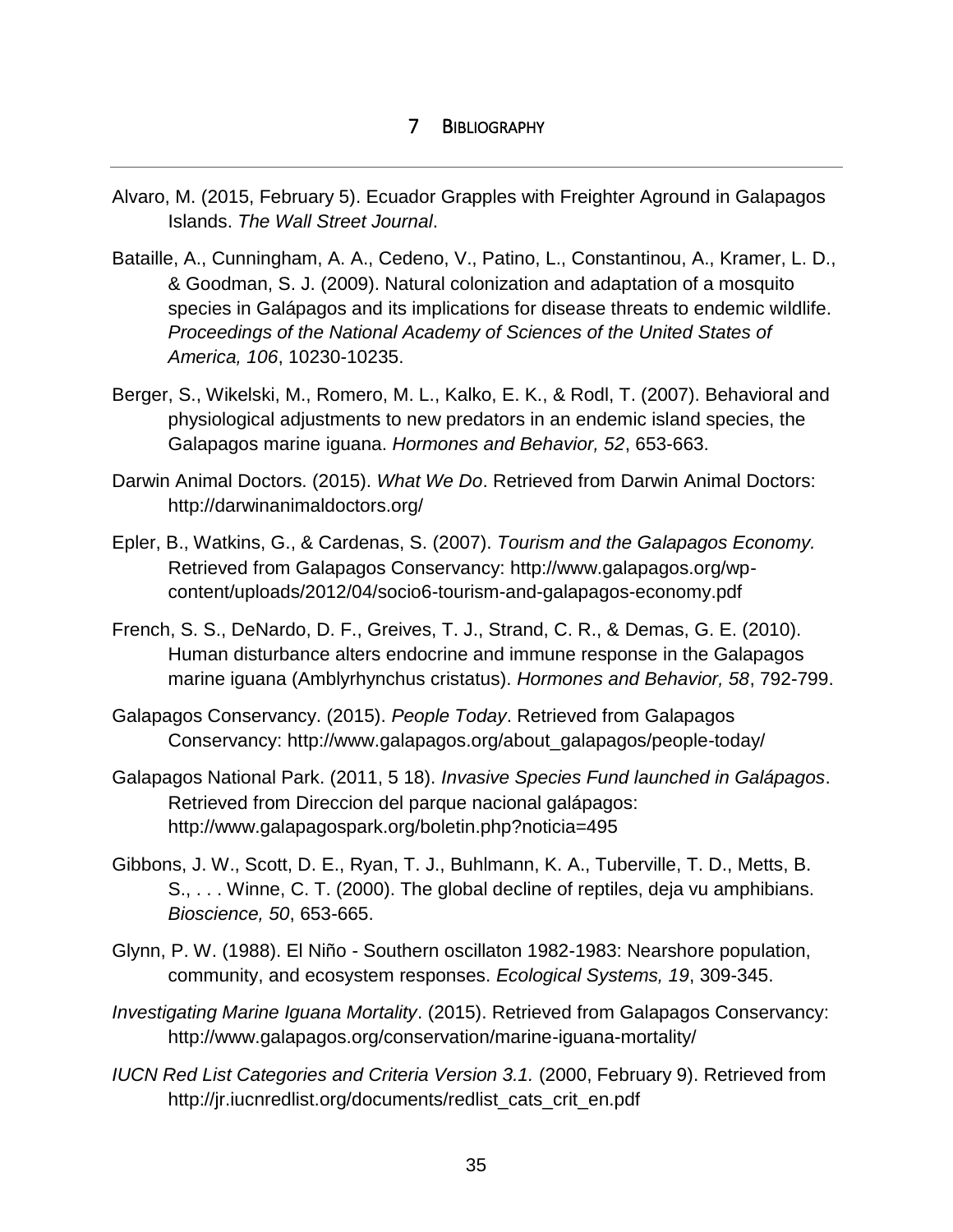# 7 Bibliography

Alvaro, M. (2015, February 5). Ecuador Grapples with Freighter Aground in Galapagos Islands. *The Wall Street Journal*.

Bataille, A., Cunningham, A. A., Cedeno, V., Patino, L., Constantinou, A., Kramer, L. D., & Goodman, S. J. (2009). Natural colonization and adaptation of a mosquito species in Galápagos and its implications for disease threats to endemic wildlife. *Proceedings of the National Academy of Sciences of the United States of America, 106*, 10230-10235.

Berger, S., Wikelski, M., Romero, M. L., Kalko, E. K., & Rodl, T. (2007). Behavioral and physiological adjustments to new predators in an endemic island species, the Galapagos marine iguana. *Hormones and Behavior, 52*, 653-663.

Darwin Animal Doctors. (2015). *What We Do*. Retrieved from Darwin Animal Doctors: http://darwinanimaldoctors.org/

Epler, B., Watkins, G., & Cardenas, S. (2007). *Tourism and the Galapagos Economy.* Retrieved from Galapagos Conservancy: http://www.galapagos.org/wp-content/uploads/2012/04/socio6-tourism-and-galapagos-economy.pdf

French, S. S., DeNardo, D. F., Greives, T. J., Strand, C. R., & Demas, G. E. (2010). Human disturbance alters endocrine and immune response in the Galapagos marine iguana (Amblyrhynchus cristatus). *Hormones and Behavior, 58*, 792-799.

Galapagos Conservancy. (2015). *People Today*. Retrieved from Galapagos Conservancy: http://www.galapagos.org/about_galapagos/people-today/

Galapagos National Park. (2011, 5 18). *Invasive Species Fund launched in Galápagos*. Retrieved from Direccion del parque nacional galápagos: http://www.galapagospark.org/boletin.php?noticia=495

Gibbons, J. W., Scott, D. E., Ryan, T. J., Buhlmann, K. A., Tuberville, T. D., Metts, B. S., . . . Winne, C. T. (2000). The global decline of reptiles, deja vu amphibians. *Bioscience, 50*, 653-665.

Glynn, P. W. (1988). El Niño - Southern oscillaton 1982-1983: Nearshore population, community, and ecosystem responses. *Ecological Systems, 19*, 309-345.

*Investigating Marine Iguana Mortality*. (2015). Retrieved from Galapagos Conservancy: http://www.galapagos.org/conservation/marine-iguana-mortality/

*IUCN Red List Categories and Criteria Version 3.1.* (2000, February 9). Retrieved from http://jr.iucnredlist.org/documents/redlist_cats_crit_en.pdf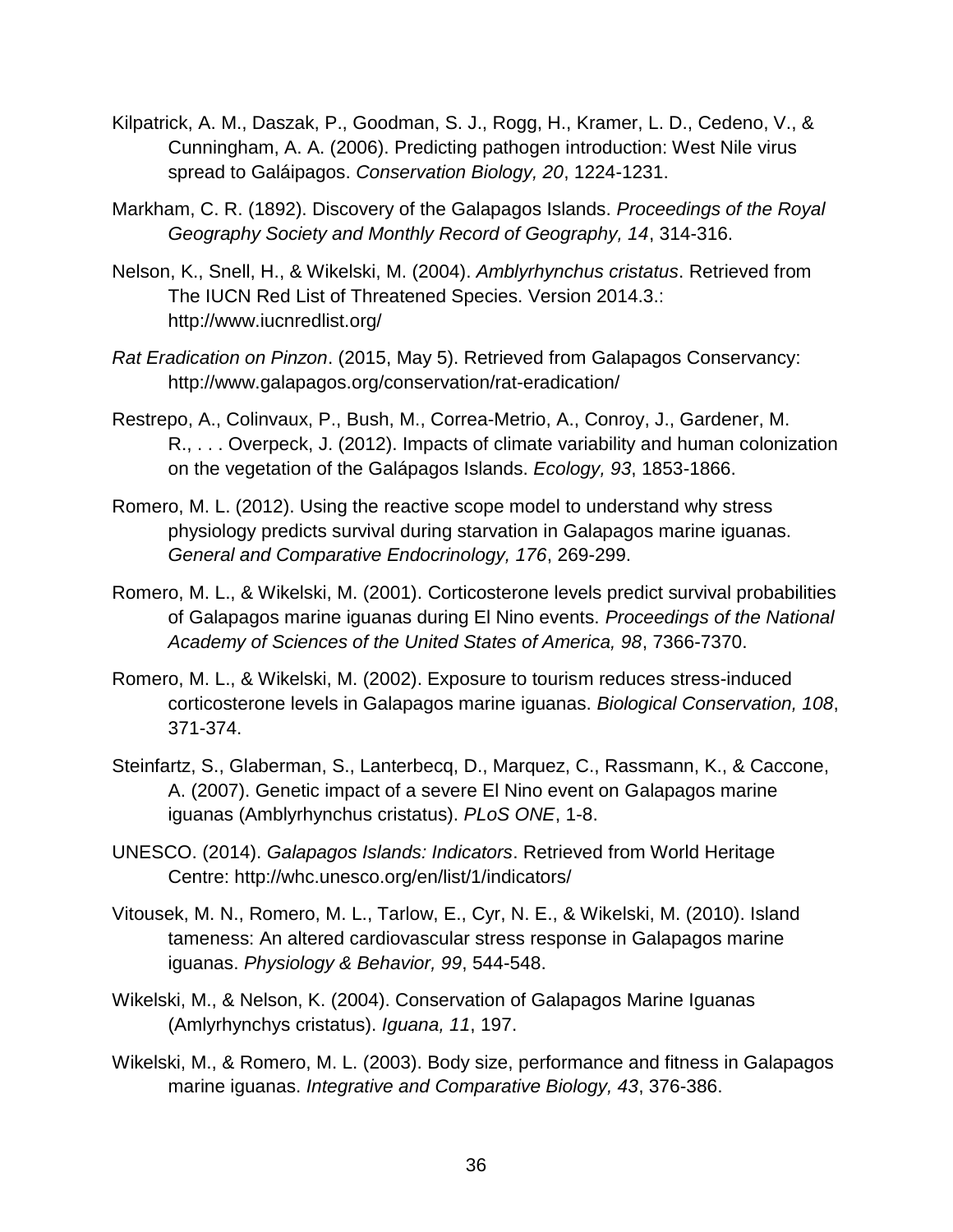Kilpatrick, A. M., Daszak, P., Goodman, S. J., Rogg, H., Kramer, L. D., Cedeno, V., & Cunningham, A. A. (2006). Predicting pathogen introduction: West Nile virus spread to Galáipagos. *Conservation Biology, 20*, 1224-1231.

Markham, C. R. (1892). Discovery of the Galapagos Islands. *Proceedings of the Royal Geography Society and Monthly Record of Geography, 14*, 314-316.

Nelson, K., Snell, H., & Wikelski, M. (2004). *Amblyrhynchus cristatus*. Retrieved from The IUCN Red List of Threatened Species. Version 2014.3.: http://www.iucnredlist.org/

*Rat Eradication on Pinzon*. (2015, May 5). Retrieved from Galapagos Conservancy: http://www.galapagos.org/conservation/rat-eradication/

Restrepo, A., Colinvaux, P., Bush, M., Correa-Metrio, A., Conroy, J., Gardener, M. R., . . . Overpeck, J. (2012). Impacts of climate variability and human colonization on the vegetation of the Galápagos Islands. *Ecology, 93*, 1853-1866.

Romero, M. L. (2012). Using the reactive scope model to understand why stress physiology predicts survival during starvation in Galapagos marine iguanas. *General and Comparative Endocrinology, 176*, 269-299.

Romero, M. L., & Wikelski, M. (2001). Corticosterone levels predict survival probabilities of Galapagos marine iguanas during El Nino events. *Proceedings of the National Academy of Sciences of the United States of America, 98*, 7366-7370.

Romero, M. L., & Wikelski, M. (2002). Exposure to tourism reduces stress-induced corticosterone levels in Galapagos marine iguanas. *Biological Conservation, 108*, 371-374.

Steinfartz, S., Glaberman, S., Lanterbecq, D., Marquez, C., Rassmann, K., & Caccone, A. (2007). Genetic impact of a severe El Nino event on Galapagos marine iguanas (Amblyrhynchus cristatus). *PLoS ONE*, 1-8.

UNESCO. (2014). *Galapagos Islands: Indicators*. Retrieved from World Heritage Centre: http://whc.unesco.org/en/list/1/indicators/

Vitousek, M. N., Romero, M. L., Tarlow, E., Cyr, N. E., & Wikelski, M. (2010). Island tameness: An altered cardiovascular stress response in Galapagos marine iguanas. *Physiology & Behavior, 99*, 544-548.

Wikelski, M., & Nelson, K. (2004). Conservation of Galapagos Marine Iguanas (Amlyrhynchys cristatus). *Iguana, 11*, 197.

Wikelski, M., & Romero, M. L. (2003). Body size, performance and fitness in Galapagos marine iguanas. *Integrative and Comparative Biology, 43*, 376-386.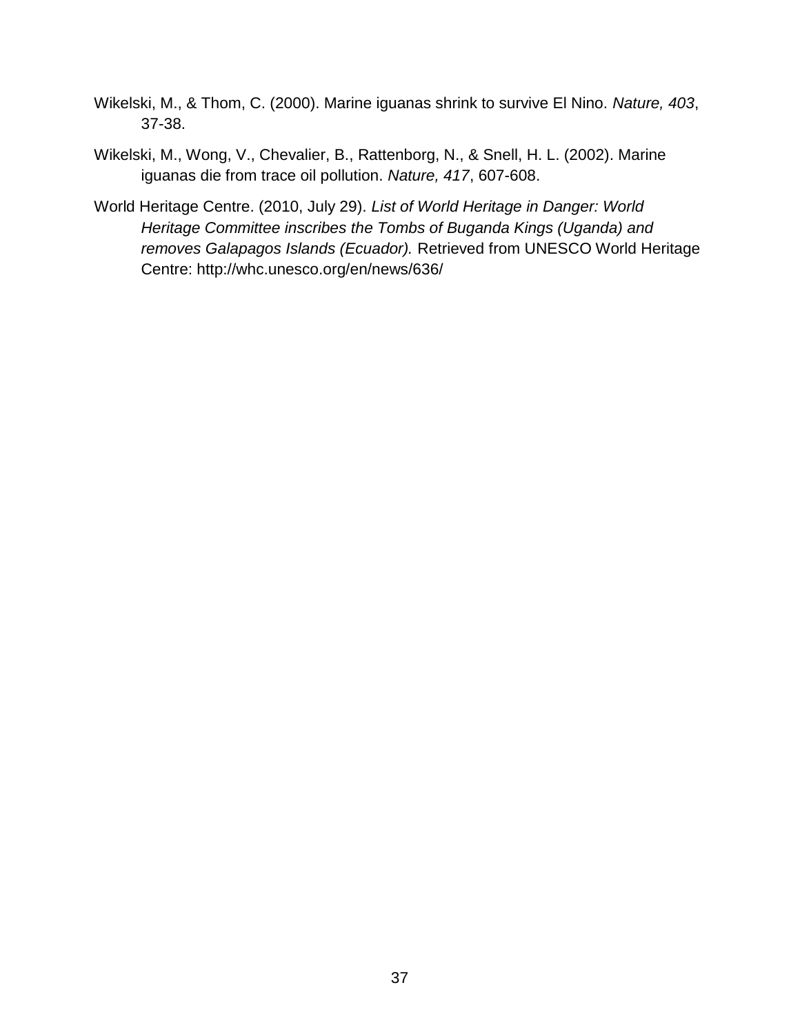Wikelski, M., & Thom, C. (2000). Marine iguanas shrink to survive El Nino. *Nature, 403*, 37-38.

Wikelski, M., Wong, V., Chevalier, B., Rattenborg, N., & Snell, H. L. (2002). Marine iguanas die from trace oil pollution. *Nature, 417*, 607-608.

World Heritage Centre. (2010, July 29). *List of World Heritage in Danger: World Heritage Committee inscribes the Tombs of Buganda Kings (Uganda) and removes Galapagos Islands (Ecuador).* Retrieved from UNESCO World Heritage Centre: http://whc.unesco.org/en/news/636/